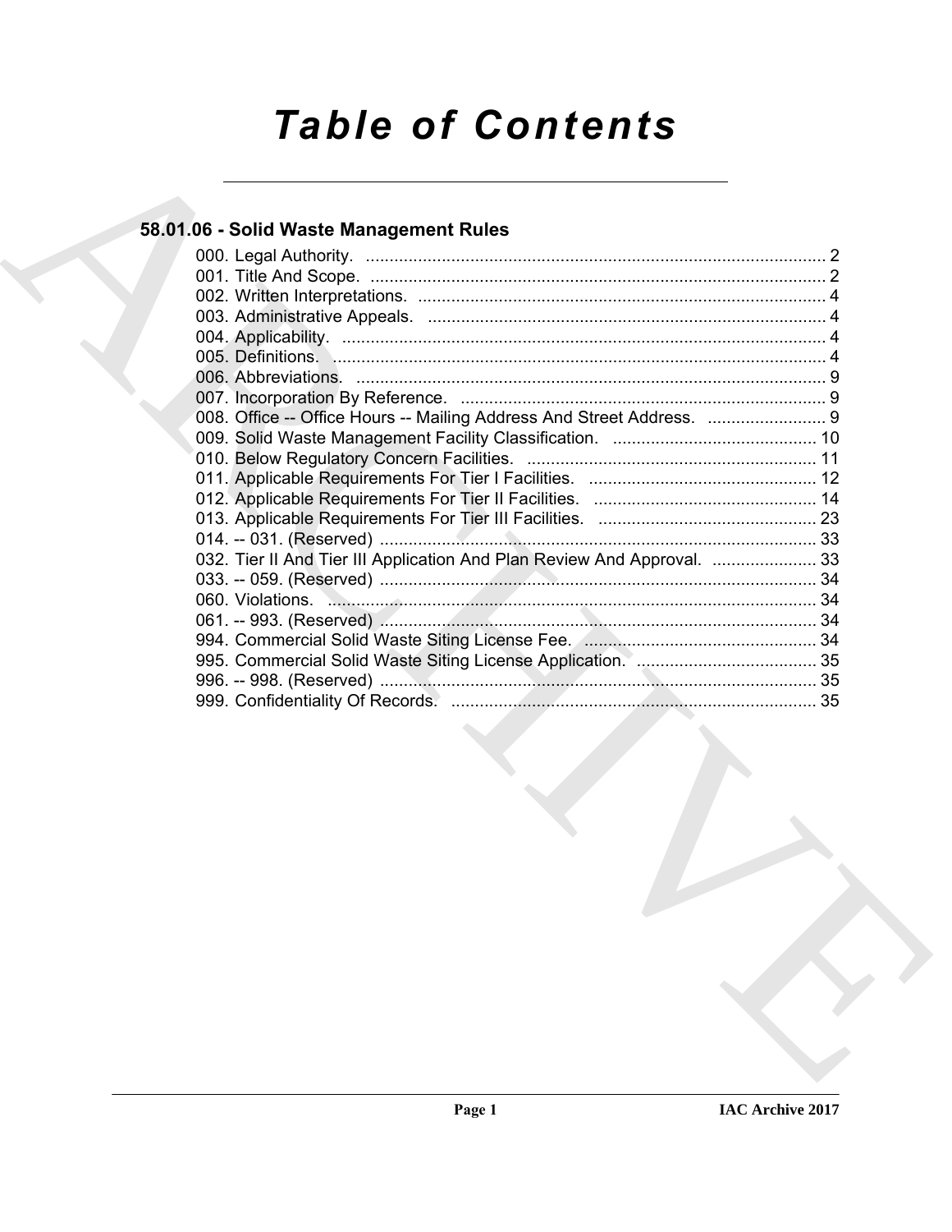# Table of Contents

## 58.01.06 - Solid Waste Management Rules

000. Legal Authority. ........................................................................................ 2
001. Title And Scope. ........................................................................................ 2
002. Written Interpretations. ........................................................................................ 4
003. Administrative Appeals. ........................................................................................ 4
004. Applicability. ........................................................................................ 4
005. Definitions. ........................................................................................ 4
006. Abbreviations. ........................................................................................ 9
007. Incorporation By Reference. ........................................................................................ 9
008. Office -- Office Hours -- Mailing Address And Street Address. ........................ 9
009. Solid Waste Management Facility Classification. ........................................ 10
010. Below Regulatory Concern Facilities. ........................................................ 11
011. Applicable Requirements For Tier I Facilities. ........................................ 12
012. Applicable Requirements For Tier II Facilities. ........................................ 14
013. Applicable Requirements For Tier III Facilities. ........................................ 23
014. -- 031. (Reserved) ........................................................................................ 33
032. Tier II And Tier III Application And Plan Review And Approval. .................... 33
033. -- 059. (Reserved) ........................................................................................ 34
060. Violations. ........................................................................................ 34
061. -- 993. (Reserved) ........................................................................................ 34
994. Commercial Solid Waste Siting License Fee. ............................................. 34
995. Commercial Solid Waste Siting License Application. .................................... 35
996. -- 998. (Reserved) ........................................................................................ 35
999. Confidentiality Of Records. ........................................................................ 35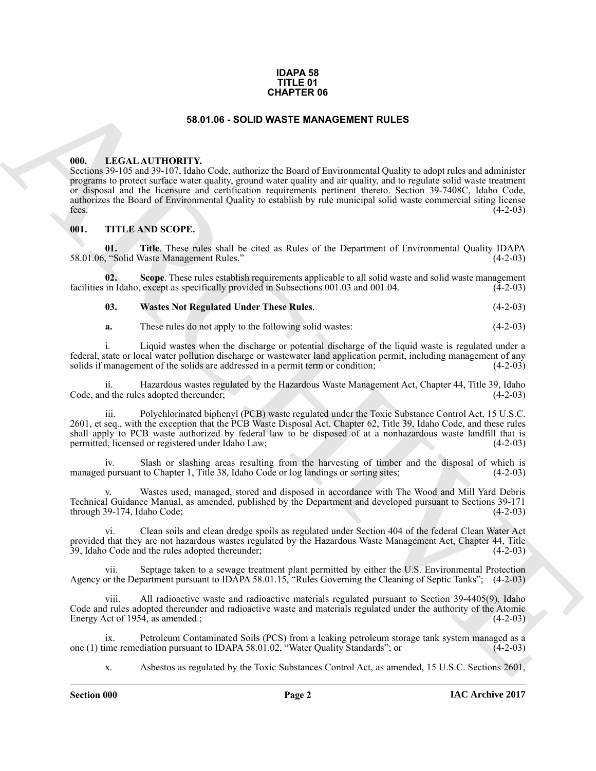# IDAPA 58
# TITLE 01
# CHAPTER 06

## 58.01.06 - SOLID WASTE MANAGEMENT RULES

### 000. LEGAL AUTHORITY.

Sections 39-105 and 39-107, Idaho Code, authorize the Board of Environmental Quality to adopt rules and administer programs to protect surface water quality, ground water quality and air quality, and to regulate solid waste treatment or disposal and the licensure and certification requirements pertinent thereto. Section 39-7408C, Idaho Code, authorizes the Board of Environmental Quality to establish by rule municipal solid waste commercial siting license fees. (4-2-03)

### 001. TITLE AND SCOPE.

**01. Title**. These rules shall be cited as Rules of the Department of Environmental Quality IDAPA 58.01.06, "Solid Waste Management Rules." (4-2-03)

**02. Scope**. These rules establish requirements applicable to all solid waste and solid waste management facilities in Idaho, except as specifically provided in Subsections 001.03 and 001.04. (4-2-03)

**03. Wastes Not Regulated Under These Rules**. (4-2-03)

**a.** These rules do not apply to the following solid wastes: (4-2-03)

i. Liquid wastes when the discharge or potential discharge of the liquid waste is regulated under a federal, state or local water pollution discharge or wastewater land application permit, including management of any solids if management of the solids are addressed in a permit term or condition; (4-2-03)

ii. Hazardous wastes regulated by the Hazardous Waste Management Act, Chapter 44, Title 39, Idaho Code, and the rules adopted thereunder; (4-2-03)

iii. Polychlorinated biphenyl (PCB) waste regulated under the Toxic Substance Control Act, 15 U.S.C. 2601, et seq., with the exception that the PCB Waste Disposal Act, Chapter 62, Title 39, Idaho Code, and these rules shall apply to PCB waste authorized by federal law to be disposed of at a nonhazardous waste landfill that is permitted, licensed or registered under Idaho Law; (4-2-03)

iv. Slash or slashing areas resulting from the harvesting of timber and the disposal of which is managed pursuant to Chapter 1, Title 38, Idaho Code or log landings or sorting sites; (4-2-03)

v. Wastes used, managed, stored and disposed in accordance with The Wood and Mill Yard Debris Technical Guidance Manual, as amended, published by the Department and developed pursuant to Sections 39-171 through 39-174, Idaho Code; (4-2-03)

vi. Clean soils and clean dredge spoils as regulated under Section 404 of the federal Clean Water Act provided that they are not hazardous wastes regulated by the Hazardous Waste Management Act, Chapter 44, Title 39, Idaho Code and the rules adopted thereunder; (4-2-03)

vii. Septage taken to a sewage treatment plant permitted by either the U.S. Environmental Protection Agency or the Department pursuant to IDAPA 58.01.15, "Rules Governing the Cleaning of Septic Tanks"; (4-2-03)

viii. All radioactive waste and radioactive materials regulated pursuant to Section 39-4405(9), Idaho Code and rules adopted thereunder and radioactive waste and materials regulated under the authority of the Atomic Energy Act of 1954, as amended.; (4-2-03)

ix. Petroleum Contaminated Soils (PCS) from a leaking petroleum storage tank system managed as a one (1) time remediation pursuant to IDAPA 58.01.02, "Water Quality Standards"; or (4-2-03)

x. Asbestos as regulated by the Toxic Substances Control Act, as amended, 15 U.S.C. Sections 2601,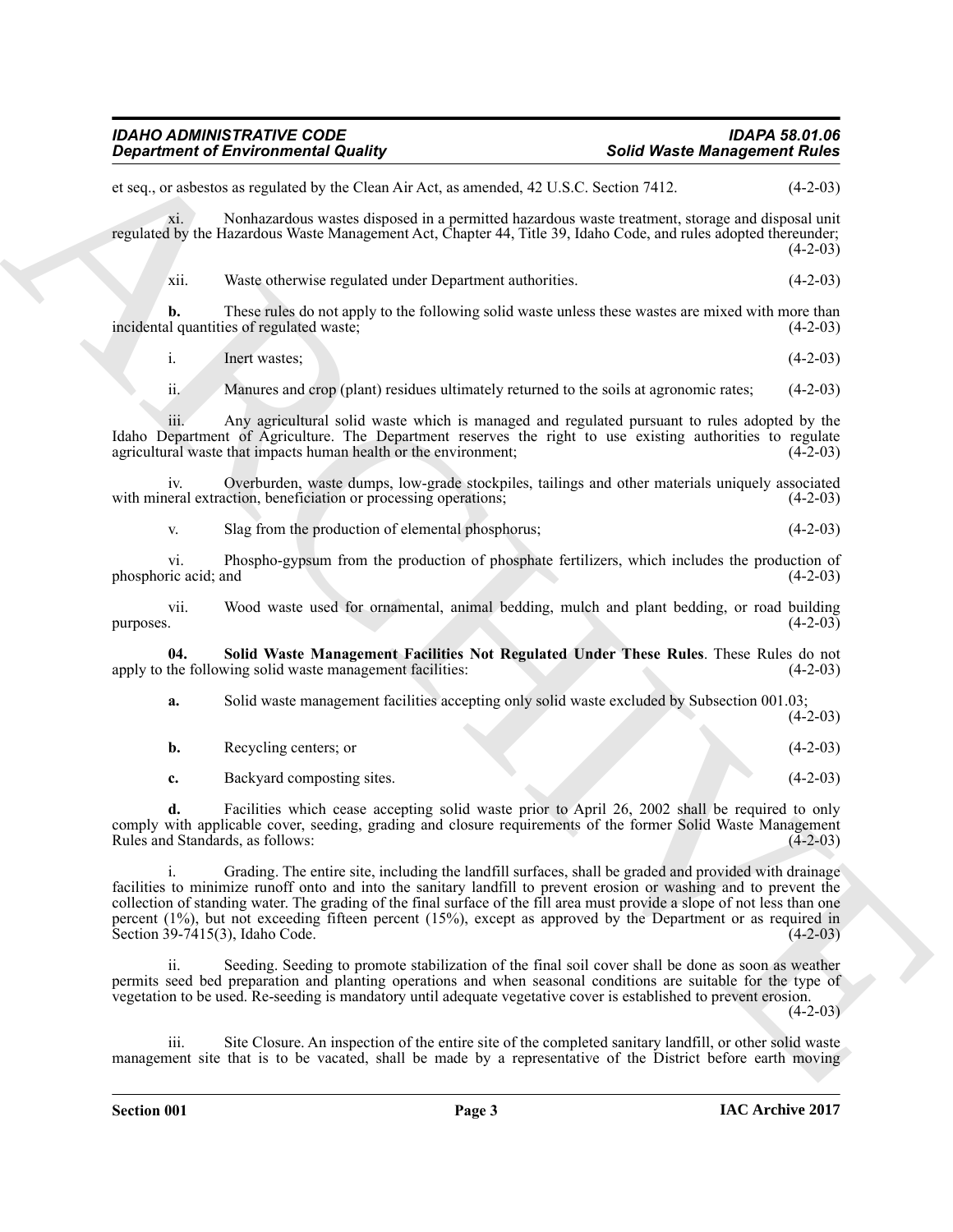et seq., or asbestos as regulated by the Clean Air Act, as amended, 42 U.S.C. Section 7412. (4-2-03)

xi. Nonhazardous wastes disposed in a permitted hazardous waste treatment, storage and disposal unit regulated by the Hazardous Waste Management Act, Chapter 44, Title 39, Idaho Code, and rules adopted thereunder; (4-2-03)

xii. Waste otherwise regulated under Department authorities. (4-2-03)

**b.** These rules do not apply to the following solid waste unless these wastes are mixed with more than incidental quantities of regulated waste; (4-2-03)

i. Inert wastes; (4-2-03)

ii. Manures and crop (plant) residues ultimately returned to the soils at agronomic rates; (4-2-03)

iii. Any agricultural solid waste which is managed and regulated pursuant to rules adopted by the Idaho Department of Agriculture. The Department reserves the right to use existing authorities to regulate agricultural waste that impacts human health or the environment; (4-2-03)

iv. Overburden, waste dumps, low-grade stockpiles, tailings and other materials uniquely associated with mineral extraction, beneficiation or processing operations; (4-2-03)

v. Slag from the production of elemental phosphorus; (4-2-03)

vi. Phospho-gypsum from the production of phosphate fertilizers, which includes the production of phosphoric acid; and (4-2-03)

vii. Wood waste used for ornamental, animal bedding, mulch and plant bedding, or road building purposes. (4-2-03)

**04. Solid Waste Management Facilities Not Regulated Under These Rules**. These Rules do not apply to the following solid waste management facilities: (4-2-03)

**a.** Solid waste management facilities accepting only solid waste excluded by Subsection 001.03; (4-2-03)

**b.** Recycling centers; or (4-2-03)

**c.** Backyard composting sites. (4-2-03)

**d.** Facilities which cease accepting solid waste prior to April 26, 2002 shall be required to only comply with applicable cover, seeding, grading and closure requirements of the former Solid Waste Management Rules and Standards, as follows: (4-2-03)

i. Grading. The entire site, including the landfill surfaces, shall be graded and provided with drainage facilities to minimize runoff onto and into the sanitary landfill to prevent erosion or washing and to prevent the collection of standing water. The grading of the final surface of the fill area must provide a slope of not less than one percent (1%), but not exceeding fifteen percent (15%), except as approved by the Department or as required in Section 39-7415(3), Idaho Code. (4-2-03)

ii. Seeding. Seeding to promote stabilization of the final soil cover shall be done as soon as weather permits seed bed preparation and planting operations and when seasonal conditions are suitable for the type of vegetation to be used. Re-seeding is mandatory until adequate vegetative cover is established to prevent erosion. (4-2-03)

iii. Site Closure. An inspection of the entire site of the completed sanitary landfill, or other solid waste management site that is to be vacated, shall be made by a representative of the District before earth moving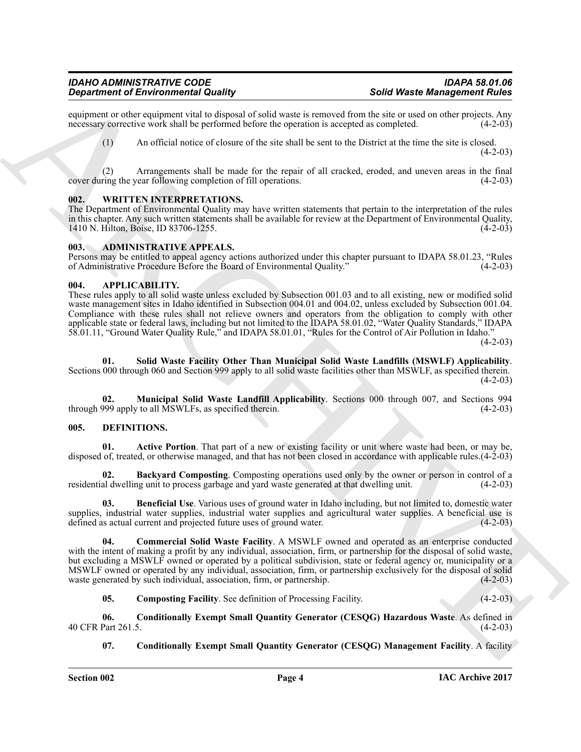equipment or other equipment vital to disposal of solid waste is removed from the site or used on other projects. Any necessary corrective work shall be performed before the operation is accepted as completed. (4-2-03)

(1) An official notice of closure of the site shall be sent to the District at the time the site is closed. (4-2-03)

(2) Arrangements shall be made for the repair of all cracked, eroded, and uneven areas in the final cover during the year following completion of fill operations. (4-2-03)

## 002. WRITTEN INTERPRETATIONS.

The Department of Environmental Quality may have written statements that pertain to the interpretation of the rules in this chapter. Any such written statements shall be available for review at the Department of Environmental Quality, 1410 N. Hilton, Boise, ID 83706-1255. (4-2-03)

## 003. ADMINISTRATIVE APPEALS.

Persons may be entitled to appeal agency actions authorized under this chapter pursuant to IDAPA 58.01.23, "Rules of Administrative Procedure Before the Board of Environmental Quality." (4-2-03)

## 004. APPLICABILITY.

These rules apply to all solid waste unless excluded by Subsection 001.03 and to all existing, new or modified solid waste management sites in Idaho identified in Subsection 004.01 and 004.02, unless excluded by Subsection 001.04. Compliance with these rules shall not relieve owners and operators from the obligation to comply with other applicable state or federal laws, including but not limited to the IDAPA 58.01.02, "Water Quality Standards," IDAPA 58.01.11, "Ground Water Quality Rule," and IDAPA 58.01.01, "Rules for the Control of Air Pollution in Idaho." (4-2-03)

**01. Solid Waste Facility Other Than Municipal Solid Waste Landfills (MSWLF) Applicability**. Sections 000 through 060 and Section 999 apply to all solid waste facilities other than MSWLF, as specified therein. (4-2-03)

**02. Municipal Solid Waste Landfill Applicability**. Sections 000 through 007, and Sections 994 through 999 apply to all MSWLFs, as specified therein. (4-2-03)

## 005. DEFINITIONS.

**01. Active Portion**. That part of a new or existing facility or unit where waste had been, or may be, disposed of, treated, or otherwise managed, and that has not been closed in accordance with applicable rules. (4-2-03)

**02. Backyard Composting**. Composting operations used only by the owner or person in control of a residential dwelling unit to process garbage and yard waste generated at that dwelling unit. (4-2-03)

**03. Beneficial Use**. Various uses of ground water in Idaho including, but not limited to, domestic water supplies, industrial water supplies, industrial water supplies and agricultural water supplies. A beneficial use is defined as actual current and projected future uses of ground water. (4-2-03)

**04. Commercial Solid Waste Facility**. A MSWLF owned and operated as an enterprise conducted with the intent of making a profit by any individual, association, firm, or partnership for the disposal of solid waste, but excluding a MSWLF owned or operated by a political subdivision, state or federal agency or, municipality or a MSWLF owned or operated by any individual, association, firm, or partnership exclusively for the disposal of solid waste generated by such individual, association, firm, or partnership. (4-2-03)

**05. Composting Facility**. See definition of Processing Facility. (4-2-03)

**06. Conditionally Exempt Small Quantity Generator (CESQG) Hazardous Waste**. As defined in 40 CFR Part 261.5. (4-2-03)

**07. Conditionally Exempt Small Quantity Generator (CESQG) Management Facility**. A facility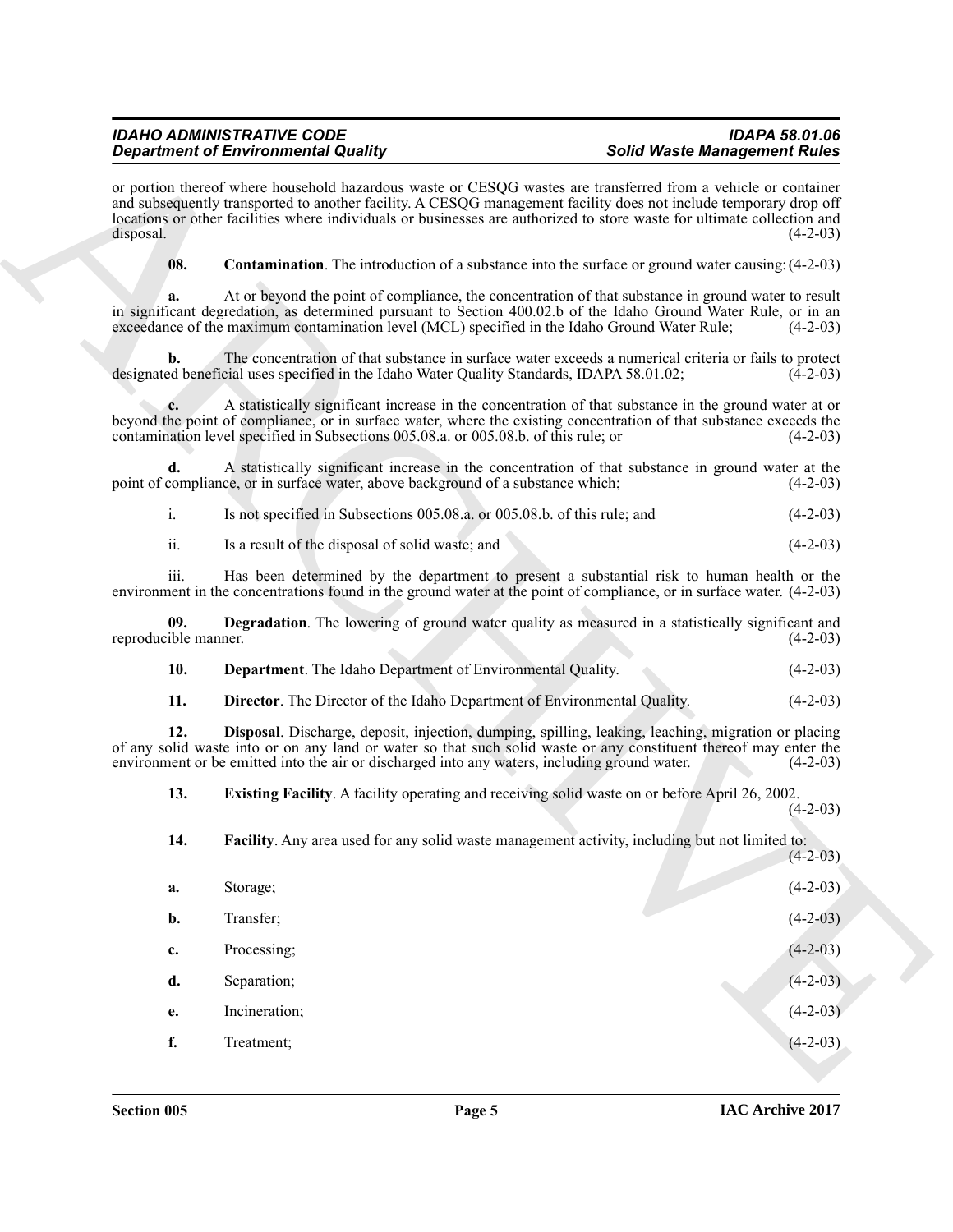or portion thereof where household hazardous waste or CESQG wastes are transferred from a vehicle or container and subsequently transported to another facility. A CESQG management facility does not include temporary drop off locations or other facilities where individuals or businesses are authorized to store waste for ultimate collection and disposal. (4-2-03)

**08. Contamination**. The introduction of a substance into the surface or ground water causing: (4-2-03)

**a.** At or beyond the point of compliance, the concentration of that substance in ground water to result in significant degredation, as determined pursuant to Section 400.02.b of the Idaho Ground Water Rule, or in an exceedance of the maximum contamination level (MCL) specified in the Idaho Ground Water Rule; (4-2-03)

**b.** The concentration of that substance in surface water exceeds a numerical criteria or fails to protect designated beneficial uses specified in the Idaho Water Quality Standards, IDAPA 58.01.02; (4-2-03)

**c.** A statistically significant increase in the concentration of that substance in the ground water at or beyond the point of compliance, or in surface water, where the existing concentration of that substance exceeds the contamination level specified in Subsections 005.08.a. or 005.08.b. of this rule; or (4-2-03)

**d.** A statistically significant increase in the concentration of that substance in ground water at the point of compliance, or in surface water, above background of a substance which; (4-2-03)

i. Is not specified in Subsections 005.08.a. or 005.08.b. of this rule; and (4-2-03)

ii. Is a result of the disposal of solid waste; and (4-2-03)

iii. Has been determined by the department to present a substantial risk to human health or the environment in the concentrations found in the ground water at the point of compliance, or in surface water. (4-2-03)

**09. Degradation**. The lowering of ground water quality as measured in a statistically significant and reproducible manner. (4-2-03)

**10. Department**. The Idaho Department of Environmental Quality. (4-2-03)

**11. Director**. The Director of the Idaho Department of Environmental Quality. (4-2-03)

**12. Disposal**. Discharge, deposit, injection, dumping, spilling, leaking, leaching, migration or placing of any solid waste into or on any land or water so that such solid waste or any constituent thereof may enter the environment or be emitted into the air or discharged into any waters, including ground water. (4-2-03)

**13. Existing Facility**. A facility operating and receiving solid waste on or before April 26, 2002. (4-2-03)

**14. Facility**. Any area used for any solid waste management activity, including but not limited to: (4-2-03)

**a.** Storage; (4-2-03)

**b.** Transfer; (4-2-03)

**c.** Processing; (4-2-03)

**d.** Separation; (4-2-03)

**e.** Incineration; (4-2-03)

**f.** Treatment; (4-2-03)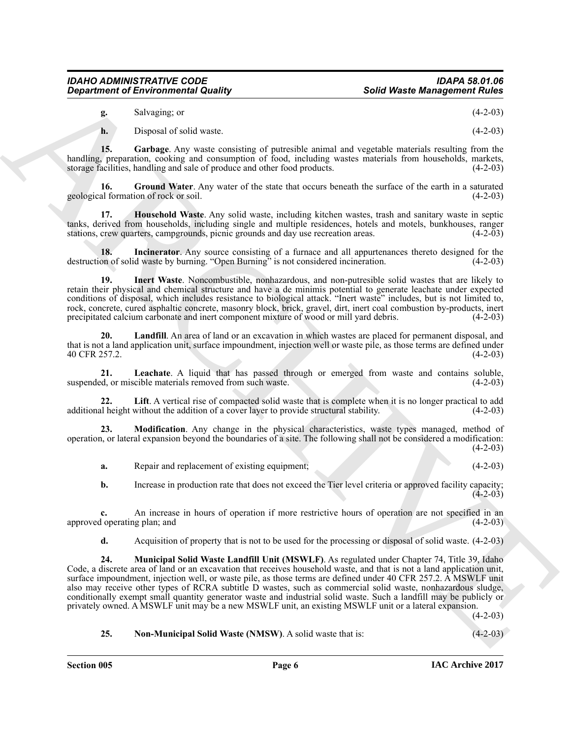**g.** Salvaging; or (4-2-03)

**h.** Disposal of solid waste. (4-2-03)

**15. Garbage**. Any waste consisting of putresible animal and vegetable materials resulting from the handling, preparation, cooking and consumption of food, including wastes materials from households, markets, storage facilities, handling and sale of produce and other food products. (4-2-03)

**16. Ground Water**. Any water of the state that occurs beneath the surface of the earth in a saturated geological formation of rock or soil. (4-2-03)

**17. Household Waste**. Any solid waste, including kitchen wastes, trash and sanitary waste in septic tanks, derived from households, including single and multiple residences, hotels and motels, bunkhouses, ranger stations, crew quarters, campgrounds, picnic grounds and day use recreation areas. (4-2-03)

**18. Incinerator**. Any source consisting of a furnace and all appurtenances thereto designed for the destruction of solid waste by burning. "Open Burning" is not considered incineration. (4-2-03)

**19. Inert Waste**. Noncombustible, nonhazardous, and non-putresible solid wastes that are likely to retain their physical and chemical structure and have a de minimis potential to generate leachate under expected conditions of disposal, which includes resistance to biological attack. "Inert waste" includes, but is not limited to, rock, concrete, cured asphaltic concrete, masonry block, brick, gravel, dirt, inert coal combustion by-products, inert precipitated calcium carbonate and inert component mixture of wood or mill yard debris. (4-2-03)

**20. Landfill**. An area of land or an excavation in which wastes are placed for permanent disposal, and that is not a land application unit, surface impoundment, injection well or waste pile, as those terms are defined under 40 CFR 257.2. (4-2-03)

**21. Leachate**. A liquid that has passed through or emerged from waste and contains soluble, suspended, or miscible materials removed from such waste. (4-2-03)

**22. Lift**. A vertical rise of compacted solid waste that is complete when it is no longer practical to add additional height without the addition of a cover layer to provide structural stability. (4-2-03)

**23. Modification**. Any change in the physical characteristics, waste types managed, method of operation, or lateral expansion beyond the boundaries of a site. The following shall not be considered a modification: (4-2-03)

**a.** Repair and replacement of existing equipment; (4-2-03)

**b.** Increase in production rate that does not exceed the Tier level criteria or approved facility capacity; (4-2-03)

**c.** An increase in hours of operation if more restrictive hours of operation are not specified in an approved operating plan; and (4-2-03)

**d.** Acquisition of property that is not to be used for the processing or disposal of solid waste. (4-2-03)

**24. Municipal Solid Waste Landfill Unit (MSWLF)**. As regulated under Chapter 74, Title 39, Idaho Code, a discrete area of land or an excavation that receives household waste, and that is not a land application unit, surface impoundment, injection well, or waste pile, as those terms are defined under 40 CFR 257.2. A MSWLF unit also may receive other types of RCRA subtitle D wastes, such as commercial solid waste, nonhazardous sludge, conditionally exempt small quantity generator waste and industrial solid waste. Such a landfill may be publicly or privately owned. A MSWLF unit may be a new MSWLF unit, an existing MSWLF unit or a lateral expansion. (4-2-03)

**25. Non-Municipal Solid Waste (NMSW)**. A solid waste that is: (4-2-03)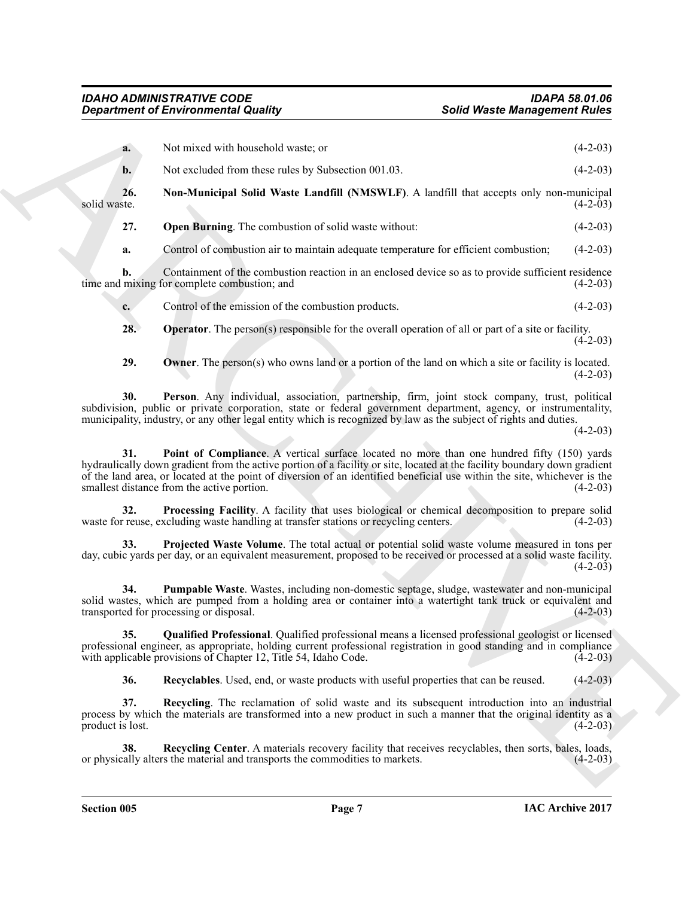**a.** Not mixed with household waste; or (4-2-03)

**b.** Not excluded from these rules by Subsection 001.03. (4-2-03)

**26. Non-Municipal Solid Waste Landfill (NMSWLF)**. A landfill that accepts only non-municipal solid waste. (4-2-03)

**27. Open Burning**. The combustion of solid waste without: (4-2-03)

**a.** Control of combustion air to maintain adequate temperature for efficient combustion; (4-2-03)

**b.** Containment of the combustion reaction in an enclosed device so as to provide sufficient residence time and mixing for complete combustion; and (4-2-03)

**c.** Control of the emission of the combustion products. (4-2-03)

**28. Operator**. The person(s) responsible for the overall operation of all or part of a site or facility. (4-2-03)

**29. Owner**. The person(s) who owns land or a portion of the land on which a site or facility is located. (4-2-03)

**30. Person**. Any individual, association, partnership, firm, joint stock company, trust, political subdivision, public or private corporation, state or federal government department, agency, or instrumentality, municipality, industry, or any other legal entity which is recognized by law as the subject of rights and duties. (4-2-03)

**31. Point of Compliance**. A vertical surface located no more than one hundred fifty (150) yards hydraulically down gradient from the active portion of a facility or site, located at the facility boundary down gradient of the land area, or located at the point of diversion of an identified beneficial use within the site, whichever is the smallest distance from the active portion. (4-2-03)

**32. Processing Facility**. A facility that uses biological or chemical decomposition to prepare solid waste for reuse, excluding waste handling at transfer stations or recycling centers. (4-2-03)

**33. Projected Waste Volume**. The total actual or potential solid waste volume measured in tons per day, cubic yards per day, or an equivalent measurement, proposed to be received or processed at a solid waste facility. (4-2-03)

**34. Pumpable Waste**. Wastes, including non-domestic septage, sludge, wastewater and non-municipal solid wastes, which are pumped from a holding area or container into a watertight tank truck or equivalent and transported for processing or disposal. (4-2-03)

**35. Qualified Professional**. Qualified professional means a licensed professional geologist or licensed professional engineer, as appropriate, holding current professional registration in good standing and in compliance with applicable provisions of Chapter 12, Title 54, Idaho Code. (4-2-03)

**36. Recyclables**. Used, end, or waste products with useful properties that can be reused. (4-2-03)

**37. Recycling**. The reclamation of solid waste and its subsequent introduction into an industrial process by which the materials are transformed into a new product in such a manner that the original identity as a product is lost. (4-2-03)

**38. Recycling Center**. A materials recovery facility that receives recyclables, then sorts, bales, loads, or physically alters the material and transports the commodities to markets. (4-2-03)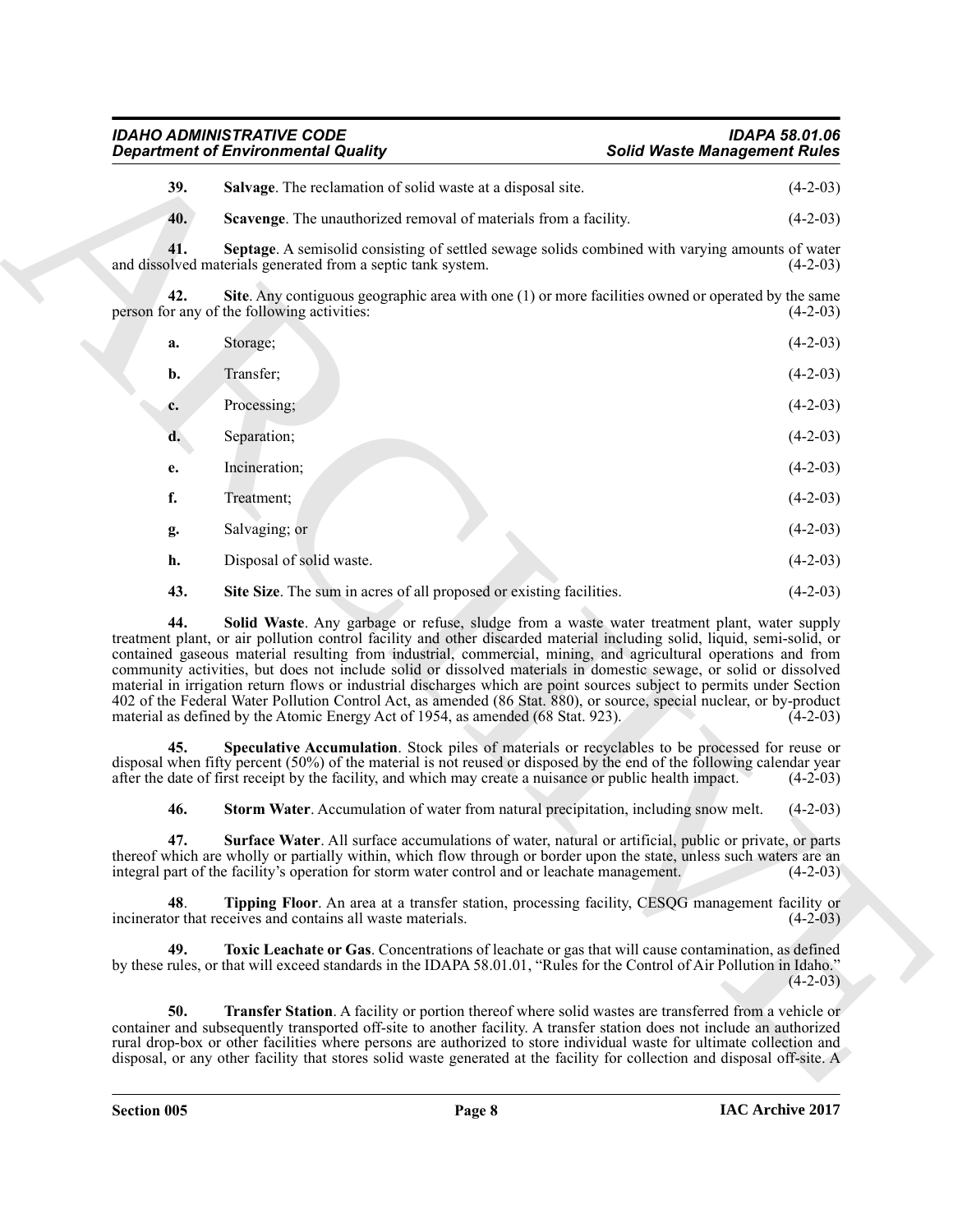**39. Salvage**. The reclamation of solid waste at a disposal site. (4-2-03)

**40. Scavenge**. The unauthorized removal of materials from a facility. (4-2-03)

**41. Septage**. A semisolid consisting of settled sewage solids combined with varying amounts of water and dissolved materials generated from a septic tank system. (4-2-03)

**42. Site**. Any contiguous geographic area with one (1) or more facilities owned or operated by the same person for any of the following activities: (4-2-03)

**a.** Storage; (4-2-03)

**b.** Transfer; (4-2-03)

**c.** Processing; (4-2-03)

**d.** Separation; (4-2-03)

**e.** Incineration; (4-2-03)

**f.** Treatment; (4-2-03)

**g.** Salvaging; or (4-2-03)

**h.** Disposal of solid waste. (4-2-03)

**43. Site Size**. The sum in acres of all proposed or existing facilities. (4-2-03)

**44. Solid Waste**. Any garbage or refuse, sludge from a waste water treatment plant, water supply treatment plant, or air pollution control facility and other discarded material including solid, liquid, semi-solid, or contained gaseous material resulting from industrial, commercial, mining, and agricultural operations and from community activities, but does not include solid or dissolved materials in domestic sewage, or solid or dissolved material in irrigation return flows or industrial discharges which are point sources subject to permits under Section 402 of the Federal Water Pollution Control Act, as amended (86 Stat. 880), or source, special nuclear, or by-product material as defined by the Atomic Energy Act of 1954, as amended (68 Stat. 923). (4-2-03)

**45. Speculative Accumulation**. Stock piles of materials or recyclables to be processed for reuse or disposal when fifty percent (50%) of the material is not reused or disposed by the end of the following calendar year after the date of first receipt by the facility, and which may create a nuisance or public health impact. (4-2-03)

**46. Storm Water**. Accumulation of water from natural precipitation, including snow melt. (4-2-03)

**47. Surface Water**. All surface accumulations of water, natural or artificial, public or private, or parts thereof which are wholly or partially within, which flow through or border upon the state, unless such waters are an integral part of the facility's operation for storm water control and or leachate management. (4-2-03)

**48. Tipping Floor**. An area at a transfer station, processing facility, CESQG management facility or incinerator that receives and contains all waste materials. (4-2-03)

**49. Toxic Leachate or Gas**. Concentrations of leachate or gas that will cause contamination, as defined by these rules, or that will exceed standards in the IDAPA 58.01.01, "Rules for the Control of Air Pollution in Idaho." (4-2-03)

**50. Transfer Station**. A facility or portion thereof where solid wastes are transferred from a vehicle or container and subsequently transported off-site to another facility. A transfer station does not include an authorized rural drop-box or other facilities where persons are authorized to store individual waste for ultimate collection and disposal, or any other facility that stores solid waste generated at the facility for collection and disposal off-site. A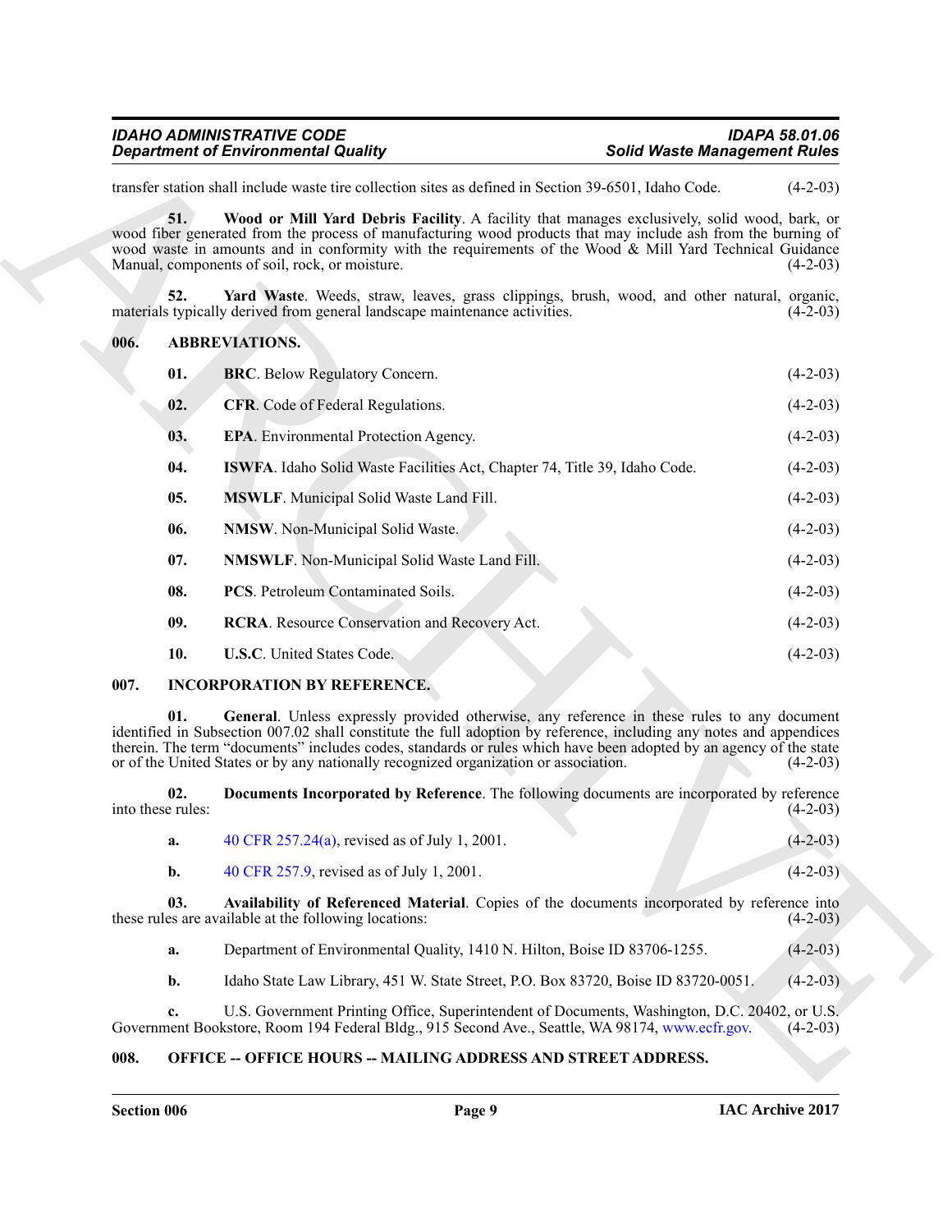transfer station shall include waste tire collection sites as defined in Section 39-6501, Idaho Code. (4-2-03)

**51. Wood or Mill Yard Debris Facility**. A facility that manages exclusively, solid wood, bark, or wood fiber generated from the process of manufacturing wood products that may include ash from the burning of wood waste in amounts and in conformity with the requirements of the Wood & Mill Yard Technical Guidance Manual, components of soil, rock, or moisture. (4-2-03)

**52. Yard Waste**. Weeds, straw, leaves, grass clippings, brush, wood, and other natural, organic, materials typically derived from general landscape maintenance activities. (4-2-03)

## 006. ABBREVIATIONS.

**01. BRC**. Below Regulatory Concern. (4-2-03)

**02. CFR**. Code of Federal Regulations. (4-2-03)

**03. EPA**. Environmental Protection Agency. (4-2-03)

**04. ISWFA**. Idaho Solid Waste Facilities Act, Chapter 74, Title 39, Idaho Code. (4-2-03)

**05. MSWLF**. Municipal Solid Waste Land Fill. (4-2-03)

**06. NMSW**. Non-Municipal Solid Waste. (4-2-03)

**07. NMSWLF**. Non-Municipal Solid Waste Land Fill. (4-2-03)

**08. PCS**. Petroleum Contaminated Soils. (4-2-03)

**09. RCRA**. Resource Conservation and Recovery Act. (4-2-03)

**10. U.S.C**. United States Code. (4-2-03)

## 007. INCORPORATION BY REFERENCE.

**01. General**. Unless expressly provided otherwise, any reference in these rules to any document identified in Subsection 007.02 shall constitute the full adoption by reference, including any notes and appendices therein. The term "documents" includes codes, standards or rules which have been adopted by an agency of the state or of the United States or by any nationally recognized organization or association. (4-2-03)

**02. Documents Incorporated by Reference**. The following documents are incorporated by reference into these rules: (4-2-03)

**a.** 40 CFR 257.24(a), revised as of July 1, 2001. (4-2-03)

**b.** 40 CFR 257.9, revised as of July 1, 2001. (4-2-03)

**03. Availability of Referenced Material**. Copies of the documents incorporated by reference into these rules are available at the following locations: (4-2-03)

**a.** Department of Environmental Quality, 1410 N. Hilton, Boise ID 83706-1255. (4-2-03)

**b.** Idaho State Law Library, 451 W. State Street, P.O. Box 83720, Boise ID 83720-0051. (4-2-03)

**c.** U.S. Government Printing Office, Superintendent of Documents, Washington, D.C. 20402, or U.S. Government Bookstore, Room 194 Federal Bldg., 915 Second Ave., Seattle, WA 98174, www.ecfr.gov. (4-2-03)

## 008. OFFICE -- OFFICE HOURS -- MAILING ADDRESS AND STREET ADDRESS.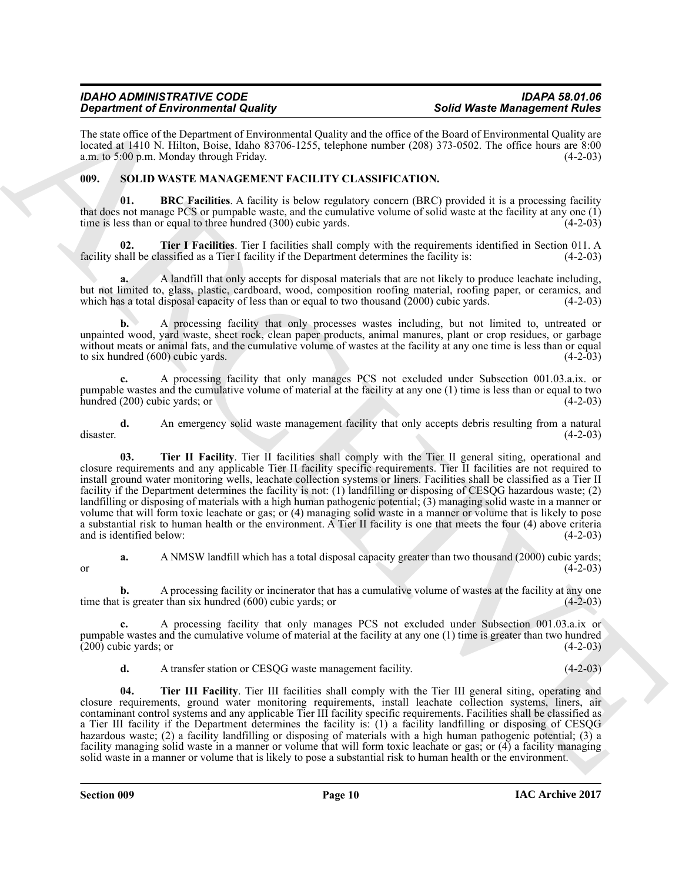The state office of the Department of Environmental Quality and the office of the Board of Environmental Quality are located at 1410 N. Hilton, Boise, Idaho 83706-1255, telephone number (208) 373-0502. The office hours are 8:00 a.m. to 5:00 p.m. Monday through Friday. (4-2-03)

## 009. SOLID WASTE MANAGEMENT FACILITY CLASSIFICATION.

**01. BRC Facilities**. A facility is below regulatory concern (BRC) provided it is a processing facility that does not manage PCS or pumpable waste, and the cumulative volume of solid waste at the facility at any one (1) time is less than or equal to three hundred (300) cubic yards. (4-2-03)

**02. Tier I Facilities**. Tier I facilities shall comply with the requirements identified in Section 011. A facility shall be classified as a Tier I facility if the Department determines the facility is: (4-2-03)

**a.** A landfill that only accepts for disposal materials that are not likely to produce leachate including, but not limited to, glass, plastic, cardboard, wood, composition roofing material, roofing paper, or ceramics, and which has a total disposal capacity of less than or equal to two thousand (2000) cubic yards. (4-2-03)

**b.** A processing facility that only processes wastes including, but not limited to, untreated or unpainted wood, yard waste, sheet rock, clean paper products, animal manures, plant or crop residues, or garbage without meats or animal fats, and the cumulative volume of wastes at the facility at any one time is less than or equal to six hundred (600) cubic yards. (4-2-03)

**c.** A processing facility that only manages PCS not excluded under Subsection 001.03.a.ix. or pumpable wastes and the cumulative volume of material at the facility at any one (1) time is less than or equal to two hundred (200) cubic yards; or (4-2-03)

**d.** An emergency solid waste management facility that only accepts debris resulting from a natural disaster. (4-2-03)

**03. Tier II Facility**. Tier II facilities shall comply with the Tier II general siting, operational and closure requirements and any applicable Tier II facility specific requirements. Tier II facilities are not required to install ground water monitoring wells, leachate collection systems or liners. Facilities shall be classified as a Tier II facility if the Department determines the facility is not: (1) landfilling or disposing of CESQG hazardous waste; (2) landfilling or disposing of materials with a high human pathogenic potential; (3) managing solid waste in a manner or volume that will form toxic leachate or gas; or (4) managing solid waste in a manner or volume that is likely to pose a substantial risk to human health or the environment. A Tier II facility is one that meets the four (4) above criteria and is identified below: (4-2-03)

**a.** A NMSW landfill which has a total disposal capacity greater than two thousand (2000) cubic yards; or (4-2-03)

**b.** A processing facility or incinerator that has a cumulative volume of wastes at the facility at any one time that is greater than six hundred (600) cubic yards; or (4-2-03)

**c.** A processing facility that only manages PCS not excluded under Subsection 001.03.a.ix or pumpable wastes and the cumulative volume of material at the facility at any one (1) time is greater than two hundred (200) cubic yards; or (4-2-03)

**d.** A transfer station or CESQG waste management facility. (4-2-03)

**04. Tier III Facility**. Tier III facilities shall comply with the Tier III general siting, operating and closure requirements, ground water monitoring requirements, install leachate collection systems, liners, air contaminant control systems and any applicable Tier III facility specific requirements. Facilities shall be classified as a Tier III facility if the Department determines the facility is: (1) a facility landfilling or disposing of CESQG hazardous waste; (2) a facility landfilling or disposing of materials with a high human pathogenic potential; (3) a facility managing solid waste in a manner or volume that will form toxic leachate or gas; or (4) a facility managing solid waste in a manner or volume that is likely to pose a substantial risk to human health or the environment.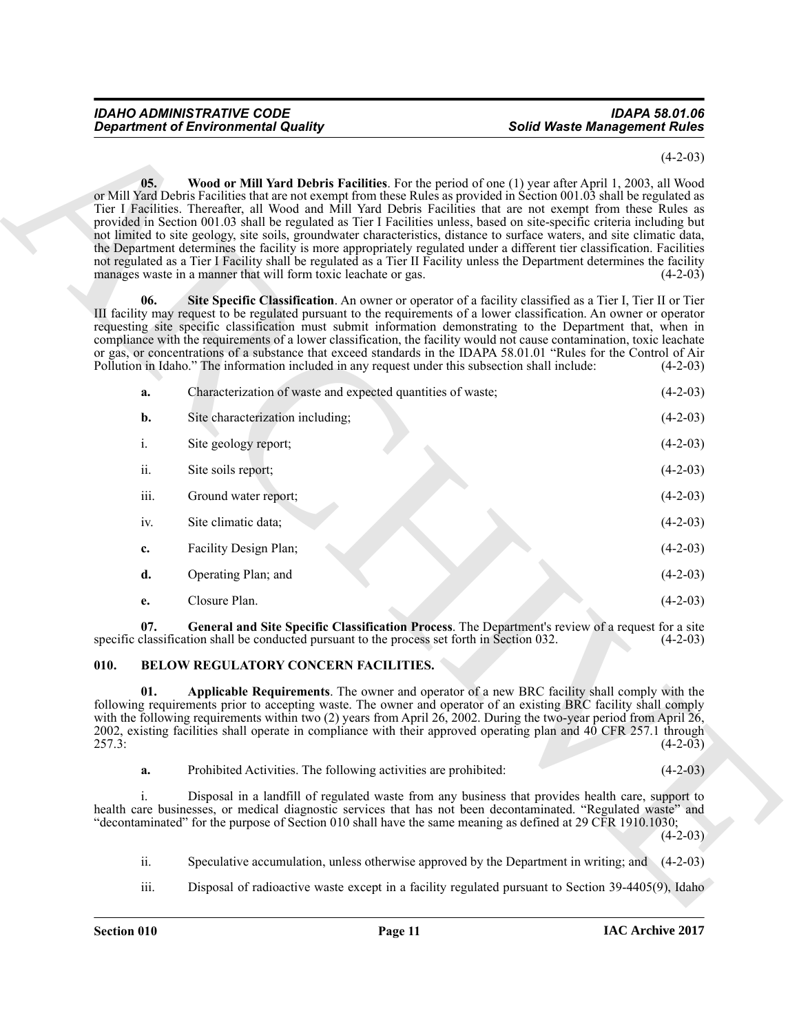(4-2-03)

**05. Wood or Mill Yard Debris Facilities**. For the period of one (1) year after April 1, 2003, all Wood or Mill Yard Debris Facilities that are not exempt from these Rules as provided in Section 001.03 shall be regulated as Tier I Facilities. Thereafter, all Wood and Mill Yard Debris Facilities that are not exempt from these Rules as provided in Section 001.03 shall be regulated as Tier I Facilities unless, based on site-specific criteria including but not limited to site geology, site soils, groundwater characteristics, distance to surface waters, and site climatic data, the Department determines the facility is more appropriately regulated under a different tier classification. Facilities not regulated as a Tier I Facility shall be regulated as a Tier II Facility unless the Department determines the facility manages waste in a manner that will form toxic leachate or gas. (4-2-03)

**06. Site Specific Classification**. An owner or operator of a facility classified as a Tier I, Tier II or Tier III facility may request to be regulated pursuant to the requirements of a lower classification. An owner or operator requesting site specific classification must submit information demonstrating to the Department that, when in compliance with the requirements of a lower classification, the facility would not cause contamination, toxic leachate or gas, or concentrations of a substance that exceed standards in the IDAPA 58.01.01 "Rules for the Control of Air Pollution in Idaho." The information included in any request under this subsection shall include: (4-2-03)

**a.** Characterization of waste and expected quantities of waste; (4-2-03)

**b.** Site characterization including; (4-2-03)

i. Site geology report; (4-2-03)

ii. Site soils report; (4-2-03)

iii. Ground water report; (4-2-03)

iv. Site climatic data; (4-2-03)

**c.** Facility Design Plan; (4-2-03)

**d.** Operating Plan; and (4-2-03)

**e.** Closure Plan. (4-2-03)

**07. General and Site Specific Classification Process**. The Department's review of a request for a site specific classification shall be conducted pursuant to the process set forth in Section 032. (4-2-03)

## 010. BELOW REGULATORY CONCERN FACILITIES.

**01. Applicable Requirements**. The owner and operator of a new BRC facility shall comply with the following requirements prior to accepting waste. The owner and operator of an existing BRC facility shall comply with the following requirements within two (2) years from April 26, 2002. During the two-year period from April 26, 2002, existing facilities shall operate in compliance with their approved operating plan and 40 CFR 257.1 through 257.3: (4-2-03)

**a.** Prohibited Activities. The following activities are prohibited: (4-2-03)

i. Disposal in a landfill of regulated waste from any business that provides health care, support to health care businesses, or medical diagnostic services that has not been decontaminated. "Regulated waste" and "decontaminated" for the purpose of Section 010 shall have the same meaning as defined at 29 CFR 1910.1030; (4-2-03)

ii. Speculative accumulation, unless otherwise approved by the Department in writing; and (4-2-03)

iii. Disposal of radioactive waste except in a facility regulated pursuant to Section 39-4405(9), Idaho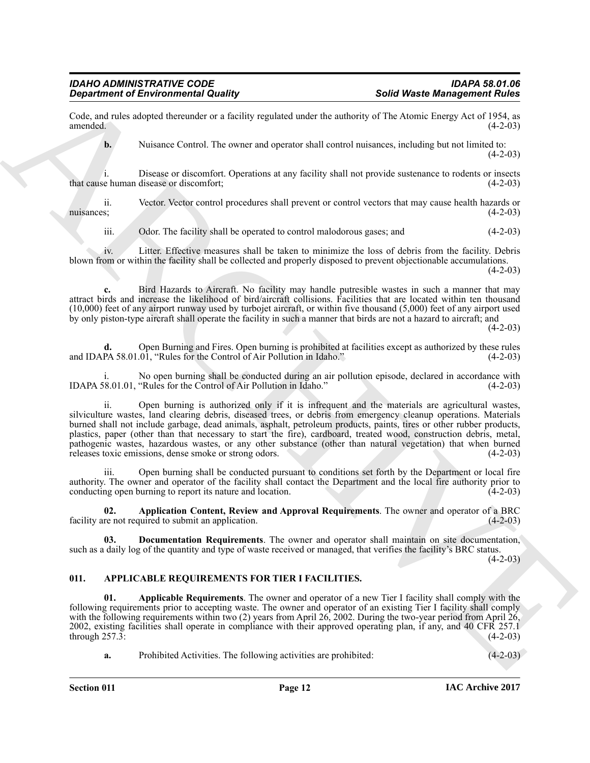Code, and rules adopted thereunder or a facility regulated under the authority of The Atomic Energy Act of 1954, as amended. (4-2-03)

**b.** Nuisance Control. The owner and operator shall control nuisances, including but not limited to: (4-2-03)

i. Disease or discomfort. Operations at any facility shall not provide sustenance to rodents or insects that cause human disease or discomfort; (4-2-03)

ii. Vector. Vector control procedures shall prevent or control vectors that may cause health hazards or nuisances; (4-2-03)

iii. Odor. The facility shall be operated to control malodorous gases; and (4-2-03)

iv. Litter. Effective measures shall be taken to minimize the loss of debris from the facility. Debris blown from or within the facility shall be collected and properly disposed to prevent objectionable accumulations. (4-2-03)

**c.** Bird Hazards to Aircraft. No facility may handle putresible wastes in such a manner that may attract birds and increase the likelihood of bird/aircraft collisions. Facilities that are located within ten thousand (10,000) feet of any airport runway used by turbojet aircraft, or within five thousand (5,000) feet of any airport used by only piston-type aircraft shall operate the facility in such a manner that birds are not a hazard to aircraft; and (4-2-03)

**d.** Open Burning and Fires. Open burning is prohibited at facilities except as authorized by these rules and IDAPA 58.01.01, "Rules for the Control of Air Pollution in Idaho." (4-2-03)

i. No open burning shall be conducted during an air pollution episode, declared in accordance with IDAPA 58.01.01, "Rules for the Control of Air Pollution in Idaho." (4-2-03)

ii. Open burning is authorized only if it is infrequent and the materials are agricultural wastes, silviculture wastes, land clearing debris, diseased trees, or debris from emergency cleanup operations. Materials burned shall not include garbage, dead animals, asphalt, petroleum products, paints, tires or other rubber products, plastics, paper (other than that necessary to start the fire), cardboard, treated wood, construction debris, metal, pathogenic wastes, hazardous wastes, or any other substance (other than natural vegetation) that when burned releases toxic emissions, dense smoke or strong odors. (4-2-03)

iii. Open burning shall be conducted pursuant to conditions set forth by the Department or local fire authority. The owner and operator of the facility shall contact the Department and the local fire authority prior to conducting open burning to report its nature and location. (4-2-03)

**02. Application Content, Review and Approval Requirements**. The owner and operator of a BRC facility are not required to submit an application. (4-2-03)

**03. Documentation Requirements**. The owner and operator shall maintain on site documentation, such as a daily log of the quantity and type of waste received or managed, that verifies the facility's BRC status. (4-2-03)

## 011. APPLICABLE REQUIREMENTS FOR TIER I FACILITIES.

**01. Applicable Requirements**. The owner and operator of a new Tier I facility shall comply with the following requirements prior to accepting waste. The owner and operator of an existing Tier I facility shall comply with the following requirements within two (2) years from April 26, 2002. During the two-year period from April 26, 2002, existing facilities shall operate in compliance with their approved operating plan, if any, and 40 CFR 257.1 through 257.3: (4-2-03)

**a.** Prohibited Activities. The following activities are prohibited: (4-2-03)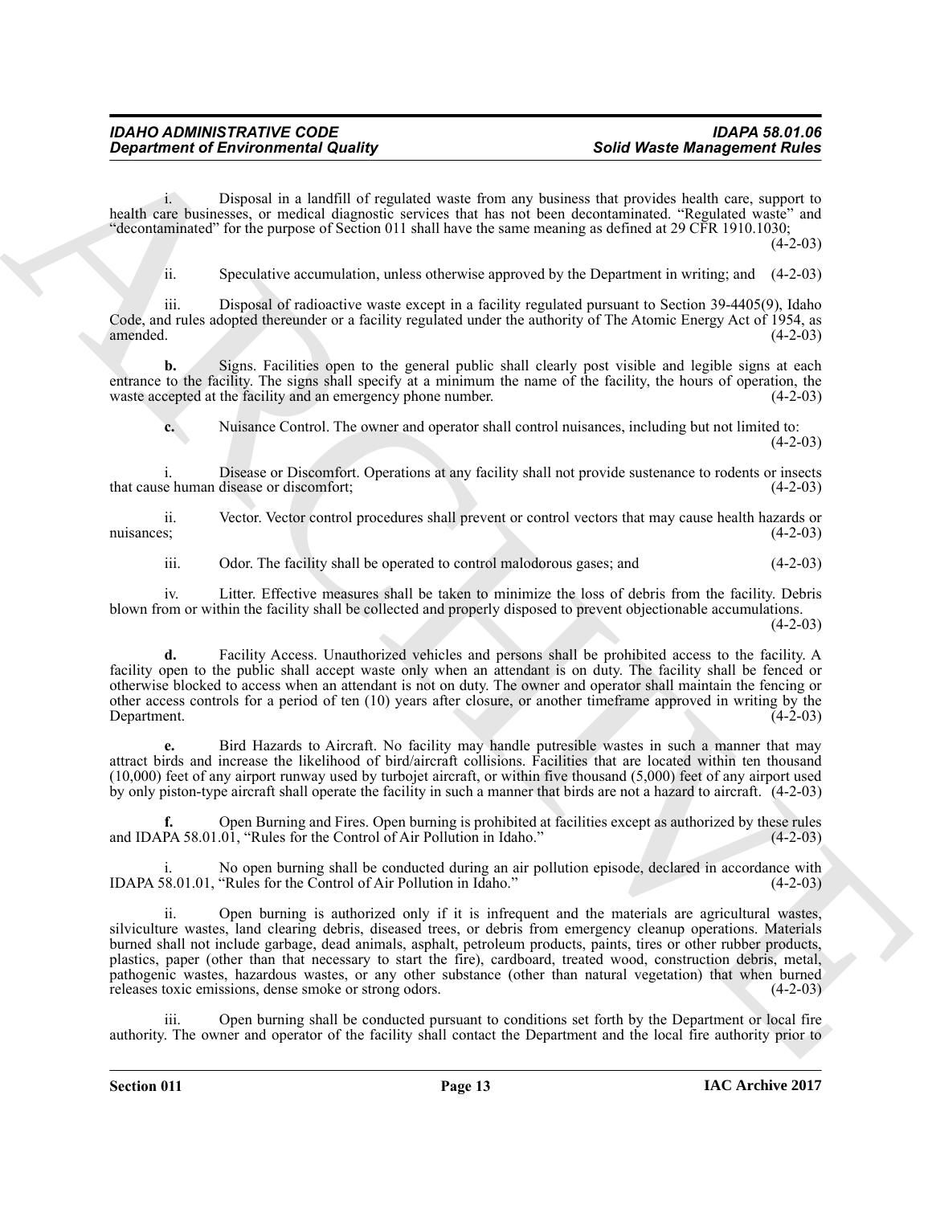i. Disposal in a landfill of regulated waste from any business that provides health care, support to health care businesses, or medical diagnostic services that has not been decontaminated. "Regulated waste" and "decontaminated" for the purpose of Section 011 shall have the same meaning as defined at 29 CFR 1910.1030; (4-2-03)

ii. Speculative accumulation, unless otherwise approved by the Department in writing; and (4-2-03)

iii. Disposal of radioactive waste except in a facility regulated pursuant to Section 39-4405(9), Idaho Code, and rules adopted thereunder or a facility regulated under the authority of The Atomic Energy Act of 1954, as amended. (4-2-03)

**b.** Signs. Facilities open to the general public shall clearly post visible and legible signs at each entrance to the facility. The signs shall specify at a minimum the name of the facility, the hours of operation, the waste accepted at the facility and an emergency phone number. (4-2-03)

**c.** Nuisance Control. The owner and operator shall control nuisances, including but not limited to: (4-2-03)

i. Disease or Discomfort. Operations at any facility shall not provide sustenance to rodents or insects that cause human disease or discomfort; (4-2-03)

ii. Vector. Vector control procedures shall prevent or control vectors that may cause health hazards or nuisances; (4-2-03)

iii. Odor. The facility shall be operated to control malodorous gases; and (4-2-03)

iv. Litter. Effective measures shall be taken to minimize the loss of debris from the facility. Debris blown from or within the facility shall be collected and properly disposed to prevent objectionable accumulations. (4-2-03)

**d.** Facility Access. Unauthorized vehicles and persons shall be prohibited access to the facility. A facility open to the public shall accept waste only when an attendant is on duty. The facility shall be fenced or otherwise blocked to access when an attendant is not on duty. The owner and operator shall maintain the fencing or other access controls for a period of ten (10) years after closure, or another timeframe approved in writing by the Department. (4-2-03)

**e.** Bird Hazards to Aircraft. No facility may handle putresible wastes in such a manner that may attract birds and increase the likelihood of bird/aircraft collisions. Facilities that are located within ten thousand (10,000) feet of any airport runway used by turbojet aircraft, or within five thousand (5,000) feet of any airport used by only piston-type aircraft shall operate the facility in such a manner that birds are not a hazard to aircraft. (4-2-03)

**f.** Open Burning and Fires. Open burning is prohibited at facilities except as authorized by these rules and IDAPA 58.01.01, "Rules for the Control of Air Pollution in Idaho." (4-2-03)

i. No open burning shall be conducted during an air pollution episode, declared in accordance with IDAPA 58.01.01, "Rules for the Control of Air Pollution in Idaho." (4-2-03)

ii. Open burning is authorized only if it is infrequent and the materials are agricultural wastes, silviculture wastes, land clearing debris, diseased trees, or debris from emergency cleanup operations. Materials burned shall not include garbage, dead animals, asphalt, petroleum products, paints, tires or other rubber products, plastics, paper (other than that necessary to start the fire), cardboard, treated wood, construction debris, metal, pathogenic wastes, hazardous wastes, or any other substance (other than natural vegetation) that when burned releases toxic emissions, dense smoke or strong odors. (4-2-03)

iii. Open burning shall be conducted pursuant to conditions set forth by the Department or local fire authority. The owner and operator of the facility shall contact the Department and the local fire authority prior to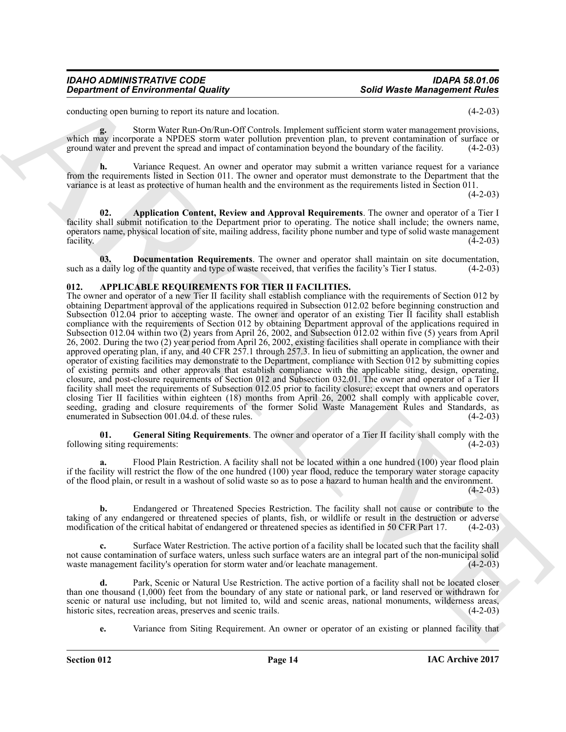conducting open burning to report its nature and location. (4-2-03)

**g.** Storm Water Run-On/Run-Off Controls. Implement sufficient storm water management provisions, which may incorporate a NPDES storm water pollution prevention plan, to prevent contamination of surface or ground water and prevent the spread and impact of contamination beyond the boundary of the facility. (4-2-03)

**h.** Variance Request. An owner and operator may submit a written variance request for a variance from the requirements listed in Section 011. The owner and operator must demonstrate to the Department that the variance is at least as protective of human health and the environment as the requirements listed in Section 011. (4-2-03)

**02. Application Content, Review and Approval Requirements**. The owner and operator of a Tier I facility shall submit notification to the Department prior to operating. The notice shall include; the owners name, operators name, physical location of site, mailing address, facility phone number and type of solid waste management facility. (4-2-03)

**03. Documentation Requirements**. The owner and operator shall maintain on site documentation, such as a daily log of the quantity and type of waste received, that verifies the facility's Tier I status. (4-2-03)

## 012. APPLICABLE REQUIREMENTS FOR TIER II FACILITIES.

The owner and operator of a new Tier II facility shall establish compliance with the requirements of Section 012 by obtaining Department approval of the applications required in Subsection 012.02 before beginning construction and Subsection 012.04 prior to accepting waste. The owner and operator of an existing Tier II facility shall establish compliance with the requirements of Section 012 by obtaining Department approval of the applications required in Subsection 012.04 within two (2) years from April 26, 2002, and Subsection 012.02 within five (5) years from April 26, 2002. During the two (2) year period from April 26, 2002, existing facilities shall operate in compliance with their approved operating plan, if any, and 40 CFR 257.1 through 257.3. In lieu of submitting an application, the owner and operator of existing facilities may demonstrate to the Department, compliance with Section 012 by submitting copies of existing permits and other approvals that establish compliance with the applicable siting, design, operating, closure, and post-closure requirements of Section 012 and Subsection 032.01. The owner and operator of a Tier II facility shall meet the requirements of Subsection 012.05 prior to facility closure; except that owners and operators closing Tier II facilities within eighteen (18) months from April 26, 2002 shall comply with applicable cover, seeding, grading and closure requirements of the former Solid Waste Management Rules and Standards, as enumerated in Subsection 001.04.d. of these rules. (4-2-03)

**01. General Siting Requirements**. The owner and operator of a Tier II facility shall comply with the following siting requirements: (4-2-03)

**a.** Flood Plain Restriction. A facility shall not be located within a one hundred (100) year flood plain if the facility will restrict the flow of the one hundred (100) year flood, reduce the temporary water storage capacity of the flood plain, or result in a washout of solid waste so as to pose a hazard to human health and the environment. (4-2-03)

**b.** Endangered or Threatened Species Restriction. The facility shall not cause or contribute to the taking of any endangered or threatened species of plants, fish, or wildlife or result in the destruction or adverse modification of the critical habitat of endangered or threatened species as identified in 50 CFR Part 17. (4-2-03)

**c.** Surface Water Restriction. The active portion of a facility shall be located such that the facility shall not cause contamination of surface waters, unless such surface waters are an integral part of the non-municipal solid waste management facility's operation for storm water and/or leachate management. (4-2-03)

**d.** Park, Scenic or Natural Use Restriction. The active portion of a facility shall not be located closer than one thousand (1,000) feet from the boundary of any state or national park, or land reserved or withdrawn for scenic or natural use including, but not limited to, wild and scenic areas, national monuments, wilderness areas, historic sites, recreation areas, preserves and scenic trails. (4-2-03)

**e.** Variance from Siting Requirement. An owner or operator of an existing or planned facility that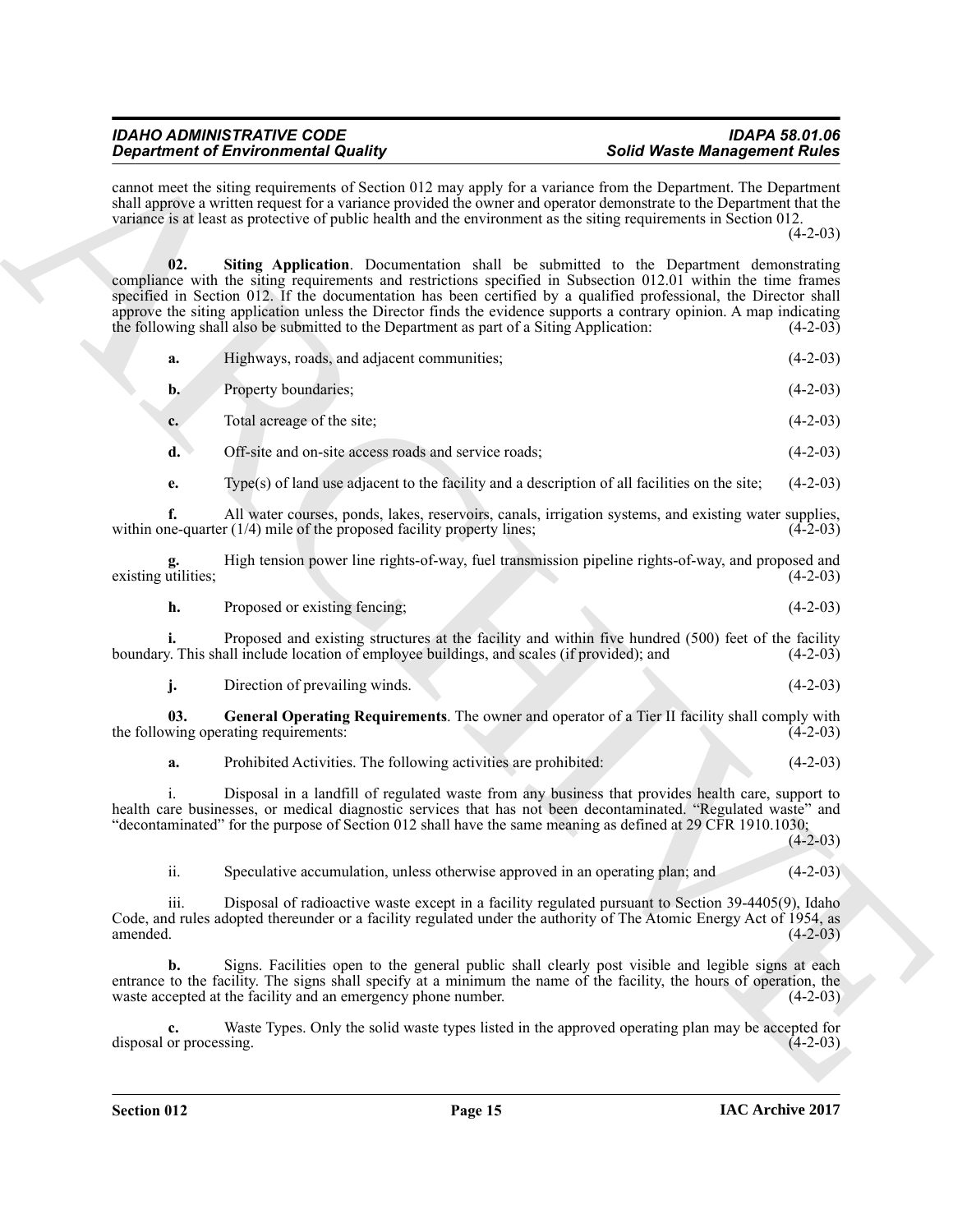cannot meet the siting requirements of Section 012 may apply for a variance from the Department. The Department shall approve a written request for a variance provided the owner and operator demonstrate to the Department that the variance is at least as protective of public health and the environment as the siting requirements in Section 012. (4-2-03)

**02. Siting Application**. Documentation shall be submitted to the Department demonstrating compliance with the siting requirements and restrictions specified in Subsection 012.01 within the time frames specified in Section 012. If the documentation has been certified by a qualified professional, the Director shall approve the siting application unless the Director finds the evidence supports a contrary opinion. A map indicating the following shall also be submitted to the Department as part of a Siting Application: (4-2-03)

**a.** Highways, roads, and adjacent communities; (4-2-03)

**b.** Property boundaries; (4-2-03)

**c.** Total acreage of the site; (4-2-03)

**d.** Off-site and on-site access roads and service roads; (4-2-03)

**e.** Type(s) of land use adjacent to the facility and a description of all facilities on the site; (4-2-03)

**f.** All water courses, ponds, lakes, reservoirs, canals, irrigation systems, and existing water supplies, within one-quarter (1/4) mile of the proposed facility property lines; (4-2-03)

**g.** High tension power line rights-of-way, fuel transmission pipeline rights-of-way, and proposed and existing utilities; (4-2-03)

**h.** Proposed or existing fencing; (4-2-03)

**i.** Proposed and existing structures at the facility and within five hundred (500) feet of the facility boundary. This shall include location of employee buildings, and scales (if provided); and (4-2-03)

**j.** Direction of prevailing winds. (4-2-03)

**03. General Operating Requirements**. The owner and operator of a Tier II facility shall comply with the following operating requirements: (4-2-03)

**a.** Prohibited Activities. The following activities are prohibited: (4-2-03)

i. Disposal in a landfill of regulated waste from any business that provides health care, support to health care businesses, or medical diagnostic services that has not been decontaminated. "Regulated waste" and "decontaminated" for the purpose of Section 012 shall have the same meaning as defined at 29 CFR 1910.1030; (4-2-03)

ii. Speculative accumulation, unless otherwise approved in an operating plan; and (4-2-03)

iii. Disposal of radioactive waste except in a facility regulated pursuant to Section 39-4405(9), Idaho Code, and rules adopted thereunder or a facility regulated under the authority of The Atomic Energy Act of 1954, as amended. (4-2-03)

**b.** Signs. Facilities open to the general public shall clearly post visible and legible signs at each entrance to the facility. The signs shall specify at a minimum the name of the facility, the hours of operation, the waste accepted at the facility and an emergency phone number. (4-2-03)

**c.** Waste Types. Only the solid waste types listed in the approved operating plan may be accepted for disposal or processing. (4-2-03)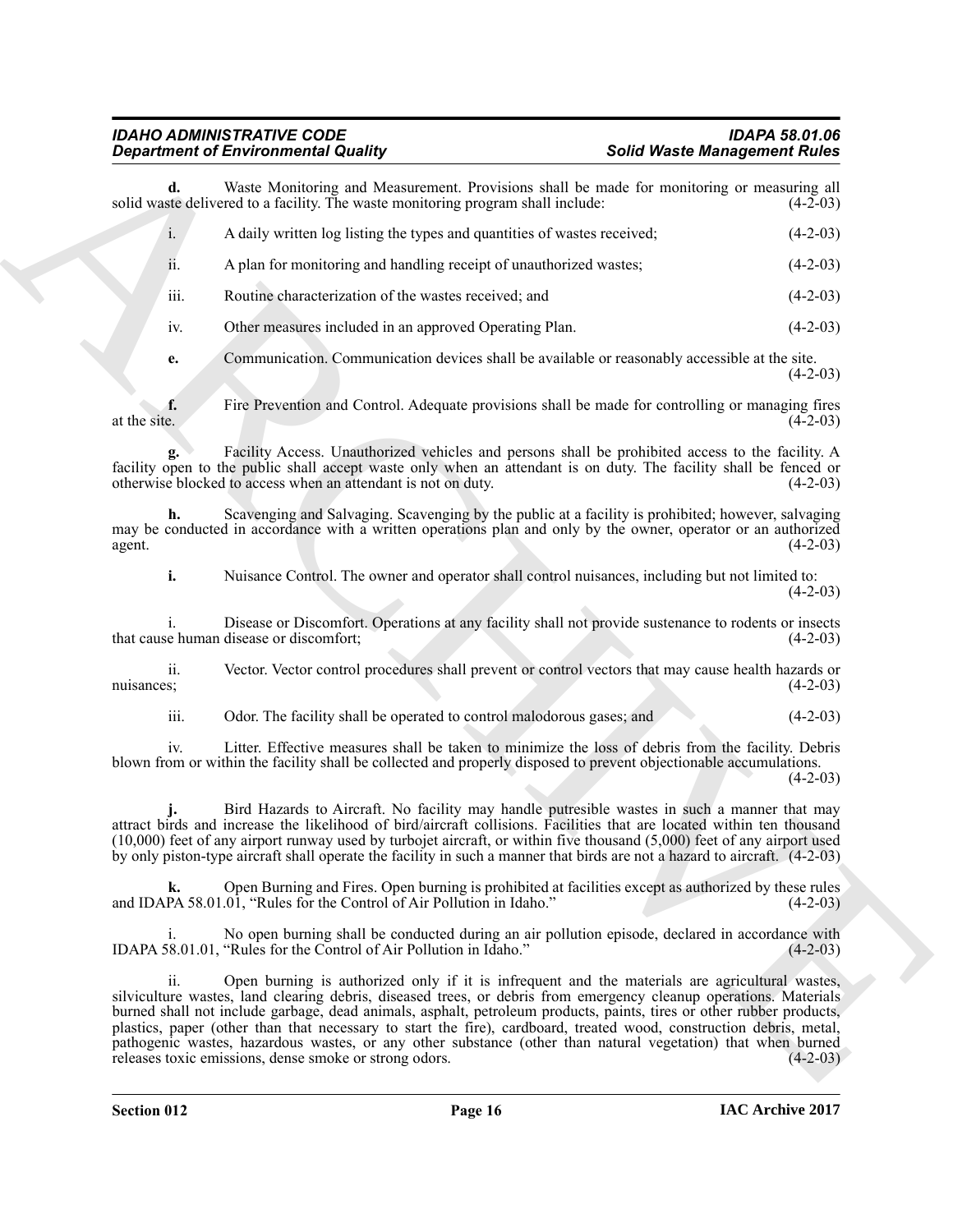**d.** Waste Monitoring and Measurement. Provisions shall be made for monitoring or measuring all solid waste delivered to a facility. The waste monitoring program shall include: (4-2-03)

i. A daily written log listing the types and quantities of wastes received; (4-2-03)

ii. A plan for monitoring and handling receipt of unauthorized wastes; (4-2-03)

iii. Routine characterization of the wastes received; and (4-2-03)

iv. Other measures included in an approved Operating Plan. (4-2-03)

**e.** Communication. Communication devices shall be available or reasonably accessible at the site. (4-2-03)

**f.** Fire Prevention and Control. Adequate provisions shall be made for controlling or managing fires at the site. (4-2-03)

**g.** Facility Access. Unauthorized vehicles and persons shall be prohibited access to the facility. A facility open to the public shall accept waste only when an attendant is on duty. The facility shall be fenced or otherwise blocked to access when an attendant is not on duty. (4-2-03)

**h.** Scavenging and Salvaging. Scavenging by the public at a facility is prohibited; however, salvaging may be conducted in accordance with a written operations plan and only by the owner, operator or an authorized agent. (4-2-03)

**i.** Nuisance Control. The owner and operator shall control nuisances, including but not limited to: (4-2-03)

i. Disease or Discomfort. Operations at any facility shall not provide sustenance to rodents or insects that cause human disease or discomfort; (4-2-03)

ii. Vector. Vector control procedures shall prevent or control vectors that may cause health hazards or nuisances; (4-2-03)

iii. Odor. The facility shall be operated to control malodorous gases; and (4-2-03)

iv. Litter. Effective measures shall be taken to minimize the loss of debris from the facility. Debris blown from or within the facility shall be collected and properly disposed to prevent objectionable accumulations. (4-2-03)

**j.** Bird Hazards to Aircraft. No facility may handle putresible wastes in such a manner that may attract birds and increase the likelihood of bird/aircraft collisions. Facilities that are located within ten thousand (10,000) feet of any airport runway used by turbojet aircraft, or within five thousand (5,000) feet of any airport used by only piston-type aircraft shall operate the facility in such a manner that birds are not a hazard to aircraft. (4-2-03)

**k.** Open Burning and Fires. Open burning is prohibited at facilities except as authorized by these rules and IDAPA 58.01.01, "Rules for the Control of Air Pollution in Idaho." (4-2-03)

i. No open burning shall be conducted during an air pollution episode, declared in accordance with IDAPA 58.01.01, "Rules for the Control of Air Pollution in Idaho." (4-2-03)

ii. Open burning is authorized only if it is infrequent and the materials are agricultural wastes, silviculture wastes, land clearing debris, diseased trees, or debris from emergency cleanup operations. Materials burned shall not include garbage, dead animals, asphalt, petroleum products, paints, tires or other rubber products, plastics, paper (other than that necessary to start the fire), cardboard, treated wood, construction debris, metal, pathogenic wastes, hazardous wastes, or any other substance (other than natural vegetation) that when burned releases toxic emissions, dense smoke or strong odors. (4-2-03)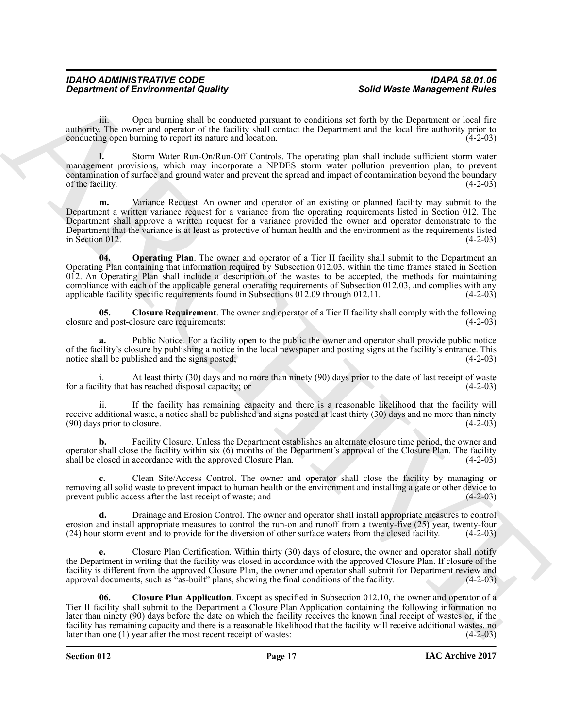iii. Open burning shall be conducted pursuant to conditions set forth by the Department or local fire authority. The owner and operator of the facility shall contact the Department and the local fire authority prior to conducting open burning to report its nature and location. (4-2-03)

**l.** Storm Water Run-On/Run-Off Controls. The operating plan shall include sufficient storm water management provisions, which may incorporate a NPDES storm water pollution prevention plan, to prevent contamination of surface and ground water and prevent the spread and impact of contamination beyond the boundary of the facility. (4-2-03)

**m.** Variance Request. An owner and operator of an existing or planned facility may submit to the Department a written variance request for a variance from the operating requirements listed in Section 012. The Department shall approve a written request for a variance provided the owner and operator demonstrate to the Department that the variance is at least as protective of human health and the environment as the requirements listed in Section 012. (4-2-03)

**04. Operating Plan**. The owner and operator of a Tier II facility shall submit to the Department an Operating Plan containing that information required by Subsection 012.03, within the time frames stated in Section 012. An Operating Plan shall include a description of the wastes to be accepted, the methods for maintaining compliance with each of the applicable general operating requirements of Subsection 012.03, and complies with any applicable facility specific requirements found in Subsections 012.09 through 012.11. (4-2-03)

**05. Closure Requirement**. The owner and operator of a Tier II facility shall comply with the following closure and post-closure care requirements: (4-2-03)

**a.** Public Notice. For a facility open to the public the owner and operator shall provide public notice of the facility's closure by publishing a notice in the local newspaper and posting signs at the facility's entrance. This notice shall be published and the signs posted; (4-2-03)

i. At least thirty (30) days and no more than ninety (90) days prior to the date of last receipt of waste for a facility that has reached disposal capacity; or (4-2-03)

ii. If the facility has remaining capacity and there is a reasonable likelihood that the facility will receive additional waste, a notice shall be published and signs posted at least thirty (30) days and no more than ninety (90) days prior to closure. (4-2-03)

**b.** Facility Closure. Unless the Department establishes an alternate closure time period, the owner and operator shall close the facility within six (6) months of the Department's approval of the Closure Plan. The facility shall be closed in accordance with the approved Closure Plan. (4-2-03)

**c.** Clean Site/Access Control. The owner and operator shall close the facility by managing or removing all solid waste to prevent impact to human health or the environment and installing a gate or other device to prevent public access after the last receipt of waste; and (4-2-03)

**d.** Drainage and Erosion Control. The owner and operator shall install appropriate measures to control erosion and install appropriate measures to control the run-on and runoff from a twenty-five (25) year, twenty-four (24) hour storm event and to provide for the diversion of other surface waters from the closed facility. (4-2-03)

**e.** Closure Plan Certification. Within thirty (30) days of closure, the owner and operator shall notify the Department in writing that the facility was closed in accordance with the approved Closure Plan. If closure of the facility is different from the approved Closure Plan, the owner and operator shall submit for Department review and approval documents, such as "as-built" plans, showing the final conditions of the facility. (4-2-03)

**06. Closure Plan Application**. Except as specified in Subsection 012.10, the owner and operator of a Tier II facility shall submit to the Department a Closure Plan Application containing the following information no later than ninety (90) days before the date on which the facility receives the known final receipt of wastes or, if the facility has remaining capacity and there is a reasonable likelihood that the facility will receive additional wastes, no later than one (1) year after the most recent receipt of wastes: (4-2-03)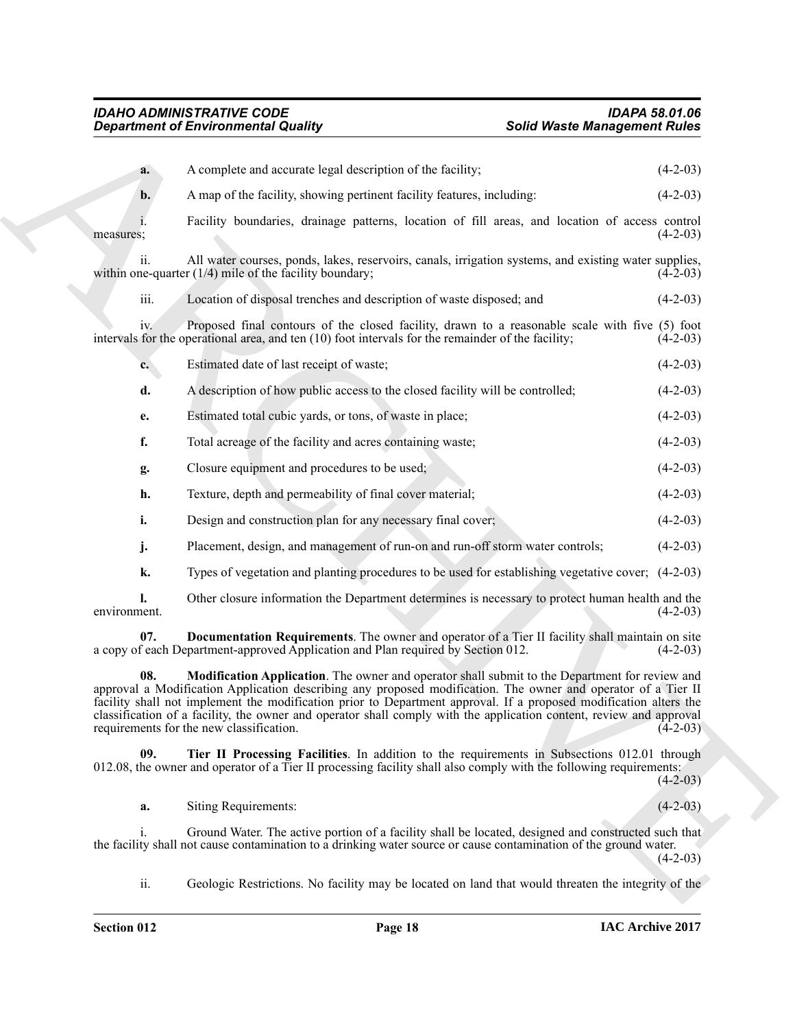**a.** A complete and accurate legal description of the facility; (4-2-03)

**b.** A map of the facility, showing pertinent facility features, including: (4-2-03)

i. Facility boundaries, drainage patterns, location of fill areas, and location of access control measures; (4-2-03)

ii. All water courses, ponds, lakes, reservoirs, canals, irrigation systems, and existing water supplies, within one-quarter (1/4) mile of the facility boundary; (4-2-03)

iii. Location of disposal trenches and description of waste disposed; and (4-2-03)

iv. Proposed final contours of the closed facility, drawn to a reasonable scale with five (5) foot intervals for the operational area, and ten (10) foot intervals for the remainder of the facility; (4-2-03)

**c.** Estimated date of last receipt of waste; (4-2-03)

**d.** A description of how public access to the closed facility will be controlled; (4-2-03)

**e.** Estimated total cubic yards, or tons, of waste in place; (4-2-03)

**f.** Total acreage of the facility and acres containing waste; (4-2-03)

**g.** Closure equipment and procedures to be used; (4-2-03)

**h.** Texture, depth and permeability of final cover material; (4-2-03)

**i.** Design and construction plan for any necessary final cover; (4-2-03)

**j.** Placement, design, and management of run-on and run-off storm water controls; (4-2-03)

**k.** Types of vegetation and planting procedures to be used for establishing vegetative cover; (4-2-03)

**l.** Other closure information the Department determines is necessary to protect human health and the environment. (4-2-03)

**07. Documentation Requirements**. The owner and operator of a Tier II facility shall maintain on site a copy of each Department-approved Application and Plan required by Section 012. (4-2-03)

**08. Modification Application**. The owner and operator shall submit to the Department for review and approval a Modification Application describing any proposed modification. The owner and operator of a Tier II facility shall not implement the modification prior to Department approval. If a proposed modification alters the classification of a facility, the owner and operator shall comply with the application content, review and approval requirements for the new classification. (4-2-03)

**09. Tier II Processing Facilities**. In addition to the requirements in Subsections 012.01 through 012.08, the owner and operator of a Tier II processing facility shall also comply with the following requirements: (4-2-03)

**a.** Siting Requirements: (4-2-03)

i. Ground Water. The active portion of a facility shall be located, designed and constructed such that the facility shall not cause contamination to a drinking water source or cause contamination of the ground water. (4-2-03)

ii. Geologic Restrictions. No facility may be located on land that would threaten the integrity of the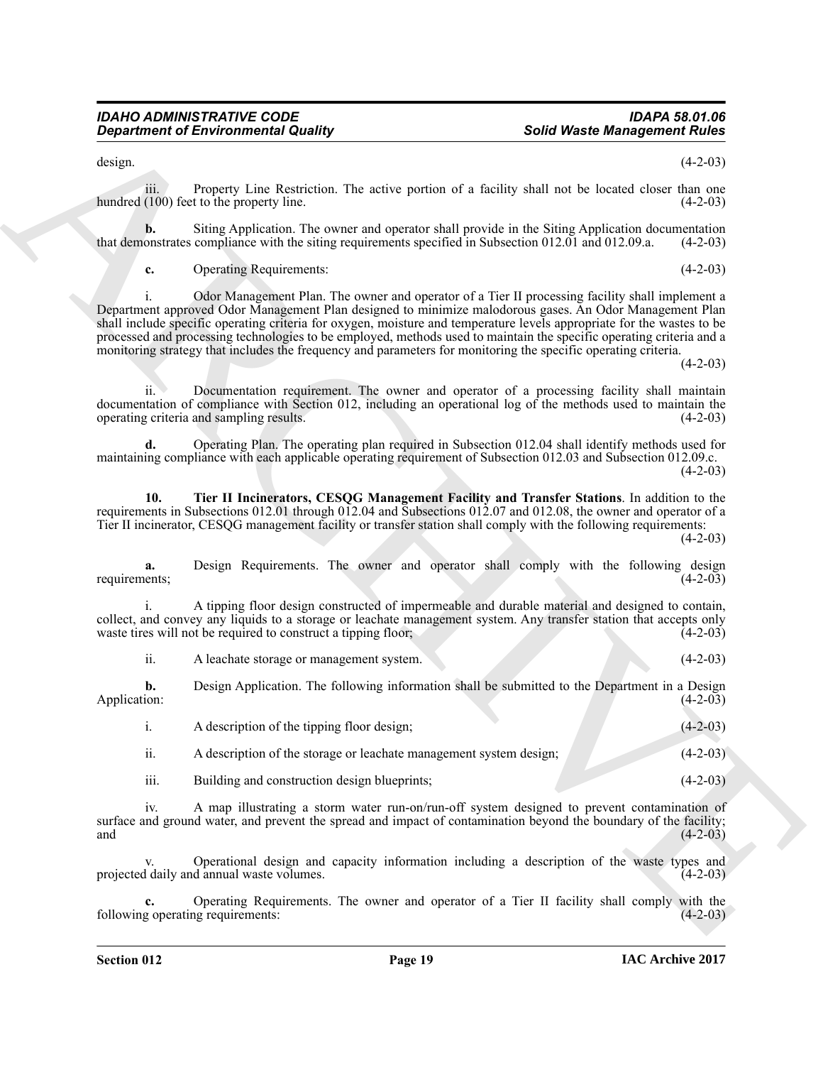design. (4-2-03)

iii. Property Line Restriction. The active portion of a facility shall not be located closer than one hundred (100) feet to the property line. (4-2-03)

**b.** Siting Application. The owner and operator shall provide in the Siting Application documentation that demonstrates compliance with the siting requirements specified in Subsection 012.01 and 012.09.a. (4-2-03)

**c.** Operating Requirements: (4-2-03)

i. Odor Management Plan. The owner and operator of a Tier II processing facility shall implement a Department approved Odor Management Plan designed to minimize malodorous gases. An Odor Management Plan shall include specific operating criteria for oxygen, moisture and temperature levels appropriate for the wastes to be processed and processing technologies to be employed, methods used to maintain the specific operating criteria and a monitoring strategy that includes the frequency and parameters for monitoring the specific operating criteria. (4-2-03)

ii. Documentation requirement. The owner and operator of a processing facility shall maintain documentation of compliance with Section 012, including an operational log of the methods used to maintain the operating criteria and sampling results. (4-2-03)

**d.** Operating Plan. The operating plan required in Subsection 012.04 shall identify methods used for maintaining compliance with each applicable operating requirement of Subsection 012.03 and Subsection 012.09.c. (4-2-03)

**10. Tier II Incinerators, CESQG Management Facility and Transfer Stations**. In addition to the requirements in Subsections 012.01 through 012.04 and Subsections 012.07 and 012.08, the owner and operator of a Tier II incinerator, CESQG management facility or transfer station shall comply with the following requirements: (4-2-03)

**a.** Design Requirements. The owner and operator shall comply with the following design requirements; (4-2-03)

i. A tipping floor design constructed of impermeable and durable material and designed to contain, collect, and convey any liquids to a storage or leachate management system. Any transfer station that accepts only waste tires will not be required to construct a tipping floor; (4-2-03)

ii. A leachate storage or management system. (4-2-03)

**b.** Design Application. The following information shall be submitted to the Department in a Design Application: (4-2-03)

i. A description of the tipping floor design; (4-2-03)

ii. A description of the storage or leachate management system design; (4-2-03)

iii. Building and construction design blueprints; (4-2-03)

iv. A map illustrating a storm water run-on/run-off system designed to prevent contamination of surface and ground water, and prevent the spread and impact of contamination beyond the boundary of the facility; and (4-2-03)

v. Operational design and capacity information including a description of the waste types and projected daily and annual waste volumes. (4-2-03)

**c.** Operating Requirements. The owner and operator of a Tier II facility shall comply with the following operating requirements: (4-2-03)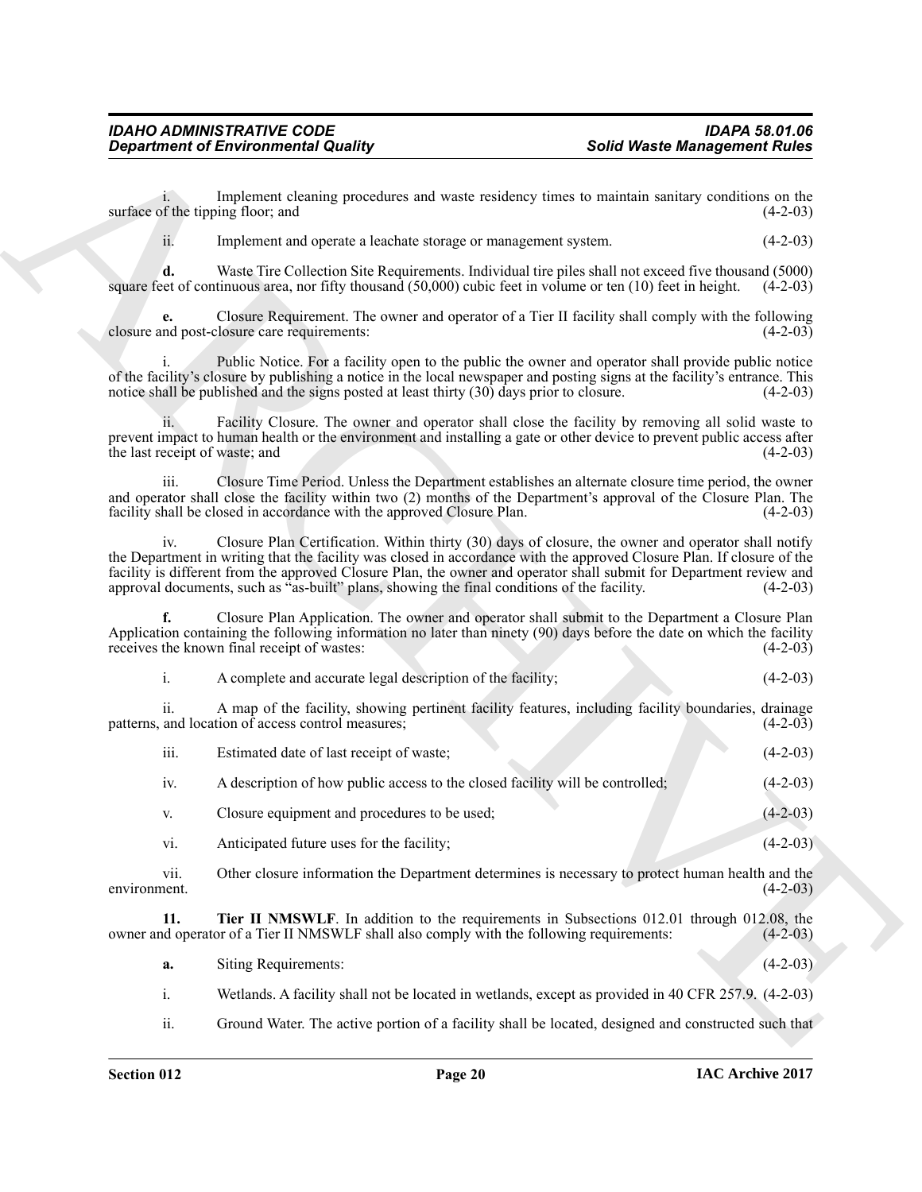i. Implement cleaning procedures and waste residency times to maintain sanitary conditions on the surface of the tipping floor; and (4-2-03)

ii. Implement and operate a leachate storage or management system. (4-2-03)

**d.** Waste Tire Collection Site Requirements. Individual tire piles shall not exceed five thousand (5000) square feet of continuous area, nor fifty thousand (50,000) cubic feet in volume or ten (10) feet in height. (4-2-03)

**e.** Closure Requirement. The owner and operator of a Tier II facility shall comply with the following closure and post-closure care requirements: (4-2-03)

i. Public Notice. For a facility open to the public the owner and operator shall provide public notice of the facility's closure by publishing a notice in the local newspaper and posting signs at the facility's entrance. This notice shall be published and the signs posted at least thirty (30) days prior to closure. (4-2-03)

ii. Facility Closure. The owner and operator shall close the facility by removing all solid waste to prevent impact to human health or the environment and installing a gate or other device to prevent public access after the last receipt of waste; and (4-2-03)

iii. Closure Time Period. Unless the Department establishes an alternate closure time period, the owner and operator shall close the facility within two (2) months of the Department's approval of the Closure Plan. The facility shall be closed in accordance with the approved Closure Plan. (4-2-03)

iv. Closure Plan Certification. Within thirty (30) days of closure, the owner and operator shall notify the Department in writing that the facility was closed in accordance with the approved Closure Plan. If closure of the facility is different from the approved Closure Plan, the owner and operator shall submit for Department review and approval documents, such as "as-built" plans, showing the final conditions of the facility. (4-2-03)

**f.** Closure Plan Application. The owner and operator shall submit to the Department a Closure Plan Application containing the following information no later than ninety (90) days before the date on which the facility receives the known final receipt of wastes: (4-2-03)

i. A complete and accurate legal description of the facility; (4-2-03)

ii. A map of the facility, showing pertinent facility features, including facility boundaries, drainage patterns, and location of access control measures; (4-2-03)

iii. Estimated date of last receipt of waste; (4-2-03)

iv. A description of how public access to the closed facility will be controlled; (4-2-03)

v. Closure equipment and procedures to be used; (4-2-03)

vi. Anticipated future uses for the facility; (4-2-03)

vii. Other closure information the Department determines is necessary to protect human health and the environment. (4-2-03)

**11. Tier II NMSWLF**. In addition to the requirements in Subsections 012.01 through 012.08, the owner and operator of a Tier II NMSWLF shall also comply with the following requirements: (4-2-03)

**a.** Siting Requirements: (4-2-03)

i. Wetlands. A facility shall not be located in wetlands, except as provided in 40 CFR 257.9. (4-2-03)

ii. Ground Water. The active portion of a facility shall be located, designed and constructed such that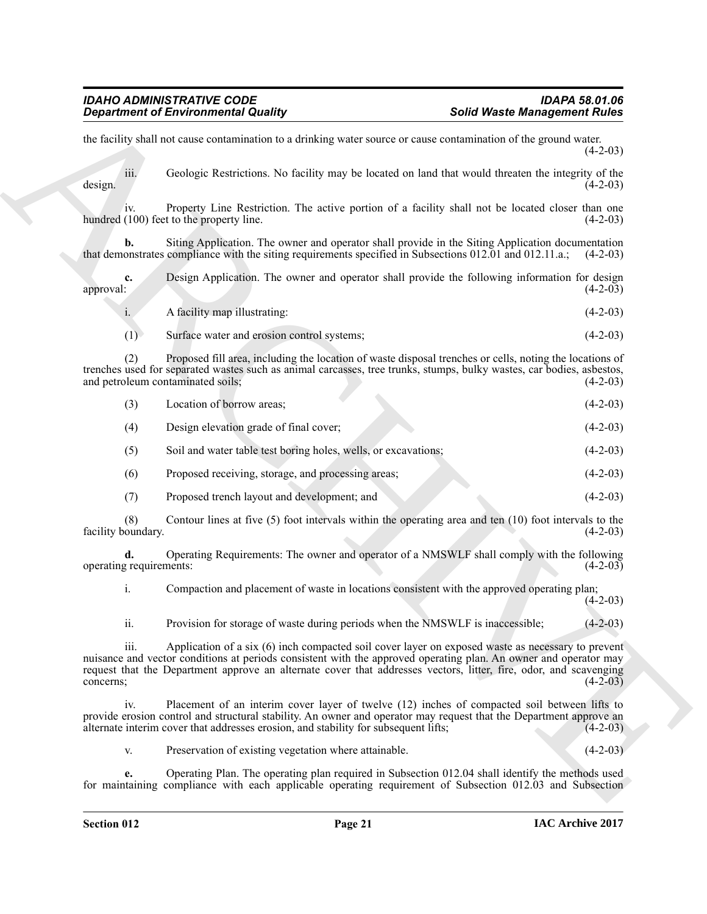the facility shall not cause contamination to a drinking water source or cause contamination of the ground water. (4-2-03)

iii. Geologic Restrictions. No facility may be located on land that would threaten the integrity of the design. (4-2-03)

iv. Property Line Restriction. The active portion of a facility shall not be located closer than one hundred (100) feet to the property line. (4-2-03)

**b.** Siting Application. The owner and operator shall provide in the Siting Application documentation that demonstrates compliance with the siting requirements specified in Subsections 012.01 and 012.11.a.; (4-2-03)

**c.** Design Application. The owner and operator shall provide the following information for design approval: (4-2-03)

i. A facility map illustrating: (4-2-03)

(1) Surface water and erosion control systems; (4-2-03)

(2) Proposed fill area, including the location of waste disposal trenches or cells, noting the locations of trenches used for separated wastes such as animal carcasses, tree trunks, stumps, bulky wastes, car bodies, asbestos, and petroleum contaminated soils; (4-2-03)

(3) Location of borrow areas; (4-2-03)

(4) Design elevation grade of final cover; (4-2-03)

(5) Soil and water table test boring holes, wells, or excavations; (4-2-03)

(6) Proposed receiving, storage, and processing areas; (4-2-03)

(7) Proposed trench layout and development; and (4-2-03)

(8) Contour lines at five (5) foot intervals within the operating area and ten (10) foot intervals to the facility boundary. (4-2-03)

**d.** Operating Requirements: The owner and operator of a NMSWLF shall comply with the following operating requirements: (4-2-03)

i. Compaction and placement of waste in locations consistent with the approved operating plan; (4-2-03)

ii. Provision for storage of waste during periods when the NMSWLF is inaccessible; (4-2-03)

iii. Application of a six (6) inch compacted soil cover layer on exposed waste as necessary to prevent nuisance and vector conditions at periods consistent with the approved operating plan. An owner and operator may request that the Department approve an alternate cover that addresses vectors, litter, fire, odor, and scavenging concerns; (4-2-03)

iv. Placement of an interim cover layer of twelve (12) inches of compacted soil between lifts to provide erosion control and structural stability. An owner and operator may request that the Department approve an alternate interim cover that addresses erosion, and stability for subsequent lifts; (4-2-03)

v. Preservation of existing vegetation where attainable. (4-2-03)

**e.** Operating Plan. The operating plan required in Subsection 012.04 shall identify the methods used for maintaining compliance with each applicable operating requirement of Subsection 012.03 and Subsection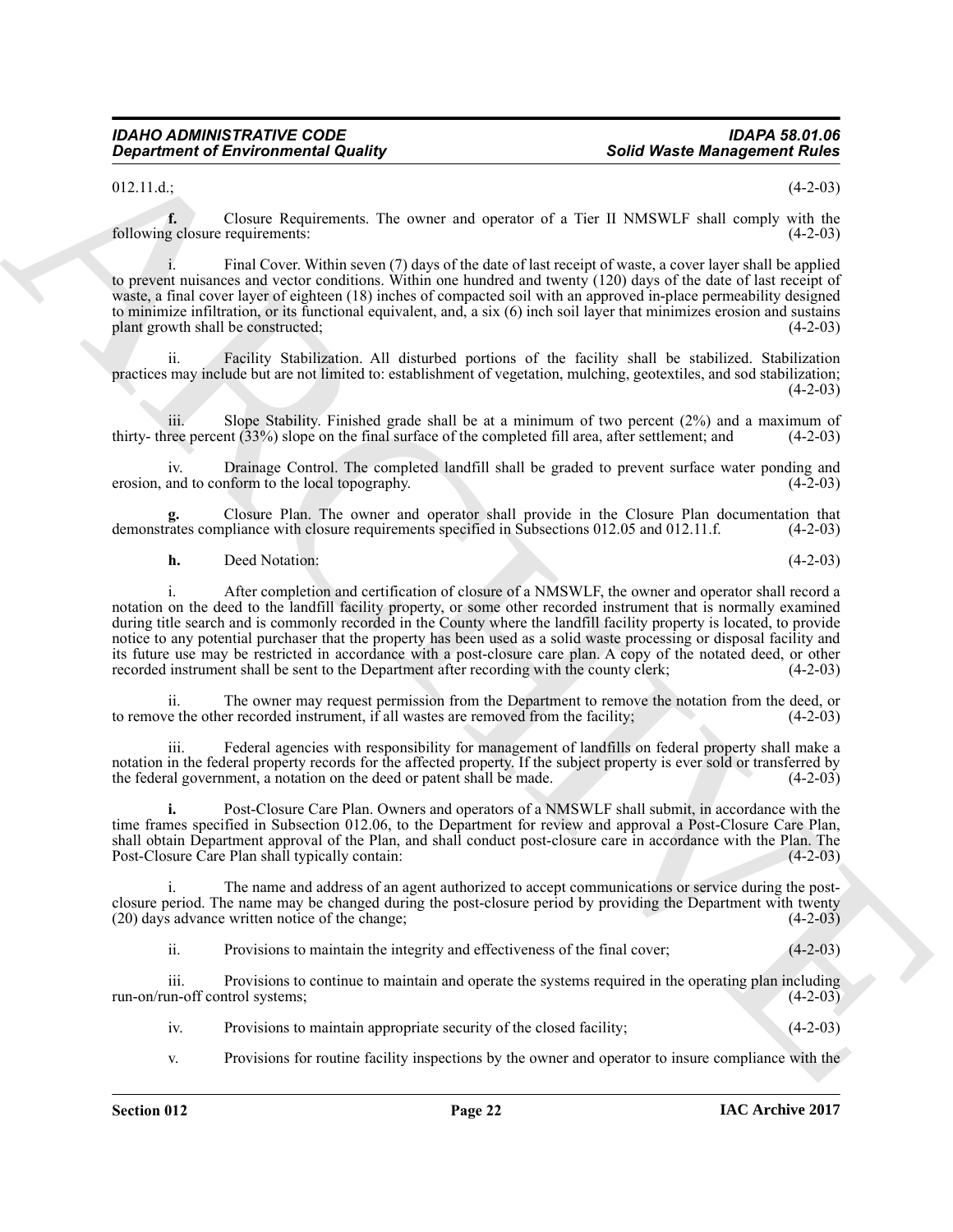012.11.d.; (4-2-03)

**f.** Closure Requirements. The owner and operator of a Tier II NMSWLF shall comply with the following closure requirements: (4-2-03)

i. Final Cover. Within seven (7) days of the date of last receipt of waste, a cover layer shall be applied to prevent nuisances and vector conditions. Within one hundred and twenty (120) days of the date of last receipt of waste, a final cover layer of eighteen (18) inches of compacted soil with an approved in-place permeability designed to minimize infiltration, or its functional equivalent, and, a six (6) inch soil layer that minimizes erosion and sustains plant growth shall be constructed; (4-2-03)

ii. Facility Stabilization. All disturbed portions of the facility shall be stabilized. Stabilization practices may include but are not limited to: establishment of vegetation, mulching, geotextiles, and sod stabilization; (4-2-03)

iii. Slope Stability. Finished grade shall be at a minimum of two percent (2%) and a maximum of thirty- three percent (33%) slope on the final surface of the completed fill area, after settlement; and (4-2-03)

iv. Drainage Control. The completed landfill shall be graded to prevent surface water ponding and erosion, and to conform to the local topography. (4-2-03)

**g.** Closure Plan. The owner and operator shall provide in the Closure Plan documentation that demonstrates compliance with closure requirements specified in Subsections 012.05 and 012.11.f. (4-2-03)

**h.** Deed Notation: (4-2-03)

i. After completion and certification of closure of a NMSWLF, the owner and operator shall record a notation on the deed to the landfill facility property, or some other recorded instrument that is normally examined during title search and is commonly recorded in the County where the landfill facility property is located, to provide notice to any potential purchaser that the property has been used as a solid waste processing or disposal facility and its future use may be restricted in accordance with a post-closure care plan. A copy of the notated deed, or other recorded instrument shall be sent to the Department after recording with the county clerk; (4-2-03)

ii. The owner may request permission from the Department to remove the notation from the deed, or to remove the other recorded instrument, if all wastes are removed from the facility; (4-2-03)

iii. Federal agencies with responsibility for management of landfills on federal property shall make a notation in the federal property records for the affected property. If the subject property is ever sold or transferred by the federal government, a notation on the deed or patent shall be made. (4-2-03)

**i.** Post-Closure Care Plan. Owners and operators of a NMSWLF shall submit, in accordance with the time frames specified in Subsection 012.06, to the Department for review and approval a Post-Closure Care Plan, shall obtain Department approval of the Plan, and shall conduct post-closure care in accordance with the Plan. The Post-Closure Care Plan shall typically contain: (4-2-03)

i. The name and address of an agent authorized to accept communications or service during the post-closure period. The name may be changed during the post-closure period by providing the Department with twenty (20) days advance written notice of the change; (4-2-03)

ii. Provisions to maintain the integrity and effectiveness of the final cover; (4-2-03)

iii. Provisions to continue to maintain and operate the systems required in the operating plan including run-on/run-off control systems; (4-2-03)

iv. Provisions to maintain appropriate security of the closed facility; (4-2-03)

v. Provisions for routine facility inspections by the owner and operator to insure compliance with the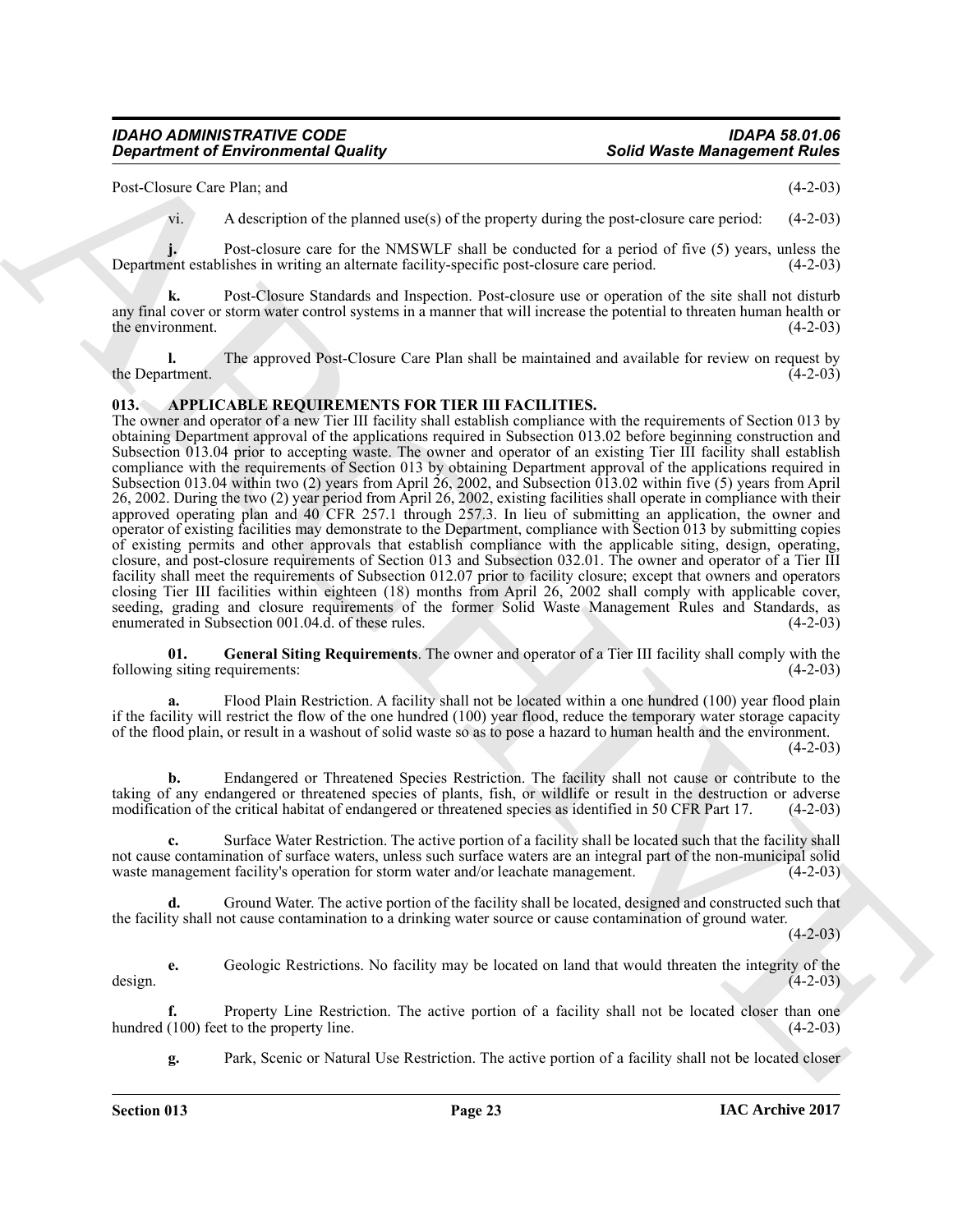Post-Closure Care Plan; and (4-2-03)

vi. A description of the planned use(s) of the property during the post-closure care period: (4-2-03)

**j.** Post-closure care for the NMSWLF shall be conducted for a period of five (5) years, unless the Department establishes in writing an alternate facility-specific post-closure care period. (4-2-03)

**k.** Post-Closure Standards and Inspection. Post-closure use or operation of the site shall not disturb any final cover or storm water control systems in a manner that will increase the potential to threaten human health or the environment. (4-2-03)

**l.** The approved Post-Closure Care Plan shall be maintained and available for review on request by the Department. (4-2-03)

## 013. APPLICABLE REQUIREMENTS FOR TIER III FACILITIES.

The owner and operator of a new Tier III facility shall establish compliance with the requirements of Section 013 by obtaining Department approval of the applications required in Subsection 013.02 before beginning construction and Subsection 013.04 prior to accepting waste. The owner and operator of an existing Tier III facility shall establish compliance with the requirements of Section 013 by obtaining Department approval of the applications required in Subsection 013.04 within two (2) years from April 26, 2002, and Subsection 013.02 within five (5) years from April 26, 2002. During the two (2) year period from April 26, 2002, existing facilities shall operate in compliance with their approved operating plan and 40 CFR 257.1 through 257.3. In lieu of submitting an application, the owner and operator of existing facilities may demonstrate to the Department, compliance with Section 013 by submitting copies of existing permits and other approvals that establish compliance with the applicable siting, design, operating, closure, and post-closure requirements of Section 013 and Subsection 032.01. The owner and operator of a Tier III facility shall meet the requirements of Subsection 012.07 prior to facility closure; except that owners and operators closing Tier III facilities within eighteen (18) months from April 26, 2002 shall comply with applicable cover, seeding, grading and closure requirements of the former Solid Waste Management Rules and Standards, as enumerated in Subsection 001.04.d. of these rules. (4-2-03)

**01. General Siting Requirements**. The owner and operator of a Tier III facility shall comply with the following siting requirements: (4-2-03)

**a.** Flood Plain Restriction. A facility shall not be located within a one hundred (100) year flood plain if the facility will restrict the flow of the one hundred (100) year flood, reduce the temporary water storage capacity of the flood plain, or result in a washout of solid waste so as to pose a hazard to human health and the environment. (4-2-03)

**b.** Endangered or Threatened Species Restriction. The facility shall not cause or contribute to the taking of any endangered or threatened species of plants, fish, or wildlife or result in the destruction or adverse modification of the critical habitat of endangered or threatened species as identified in 50 CFR Part 17. (4-2-03)

**c.** Surface Water Restriction. The active portion of a facility shall be located such that the facility shall not cause contamination of surface waters, unless such surface waters are an integral part of the non-municipal solid waste management facility's operation for storm water and/or leachate management. (4-2-03)

**d.** Ground Water. The active portion of the facility shall be located, designed and constructed such that the facility shall not cause contamination to a drinking water source or cause contamination of ground water. (4-2-03)

**e.** Geologic Restrictions. No facility may be located on land that would threaten the integrity of the design. (4-2-03)

**f.** Property Line Restriction. The active portion of a facility shall not be located closer than one hundred (100) feet to the property line. (4-2-03)

**g.** Park, Scenic or Natural Use Restriction. The active portion of a facility shall not be located closer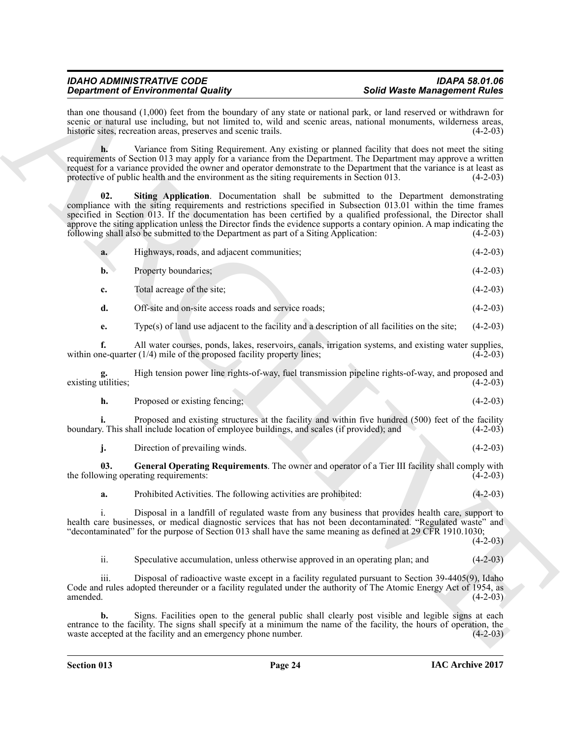than one thousand (1,000) feet from the boundary of any state or national park, or land reserved or withdrawn for scenic or natural use including, but not limited to, wild and scenic areas, national monuments, wilderness areas, historic sites, recreation areas, preserves and scenic trails. (4-2-03)

**h.** Variance from Siting Requirement. Any existing or planned facility that does not meet the siting requirements of Section 013 may apply for a variance from the Department. The Department may approve a written request for a variance provided the owner and operator demonstrate to the Department that the variance is at least as protective of public health and the environment as the siting requirements in Section 013. (4-2-03)

**02. Siting Application**. Documentation shall be submitted to the Department demonstrating compliance with the siting requirements and restrictions specified in Subsection 013.01 within the time frames specified in Section 013. If the documentation has been certified by a qualified professional, the Director shall approve the siting application unless the Director finds the evidence supports a contary opinion. A map indicating the following shall also be submitted to the Department as part of a Siting Application: (4-2-03)

**a.** Highways, roads, and adjacent communities; (4-2-03)

**b.** Property boundaries; (4-2-03)

**c.** Total acreage of the site; (4-2-03)

**d.** Off-site and on-site access roads and service roads; (4-2-03)

**e.** Type(s) of land use adjacent to the facility and a description of all facilities on the site; (4-2-03)

**f.** All water courses, ponds, lakes, reservoirs, canals, irrigation systems, and existing water supplies, within one-quarter (1/4) mile of the proposed facility property lines; (4-2-03)

**g.** High tension power line rights-of-way, fuel transmission pipeline rights-of-way, and proposed and existing utilities; (4-2-03)

**h.** Proposed or existing fencing; (4-2-03)

**i.** Proposed and existing structures at the facility and within five hundred (500) feet of the facility boundary. This shall include location of employee buildings, and scales (if provided); and (4-2-03)

**j.** Direction of prevailing winds. (4-2-03)

**03. General Operating Requirements**. The owner and operator of a Tier III facility shall comply with the following operating requirements: (4-2-03)

**a.** Prohibited Activities. The following activities are prohibited: (4-2-03)

i. Disposal in a landfill of regulated waste from any business that provides health care, support to health care businesses, or medical diagnostic services that has not been decontaminated. "Regulated waste" and "decontaminated" for the purpose of Section 013 shall have the same meaning as defined at 29 CFR 1910.1030; (4-2-03)

ii. Speculative accumulation, unless otherwise approved in an operating plan; and (4-2-03)

iii. Disposal of radioactive waste except in a facility regulated pursuant to Section 39-4405(9), Idaho Code and rules adopted thereunder or a facility regulated under the authority of The Atomic Energy Act of 1954, as amended. (4-2-03)

**b.** Signs. Facilities open to the general public shall clearly post visible and legible signs at each entrance to the facility. The signs shall specify at a minimum the name of the facility, the hours of operation, the waste accepted at the facility and an emergency phone number. (4-2-03)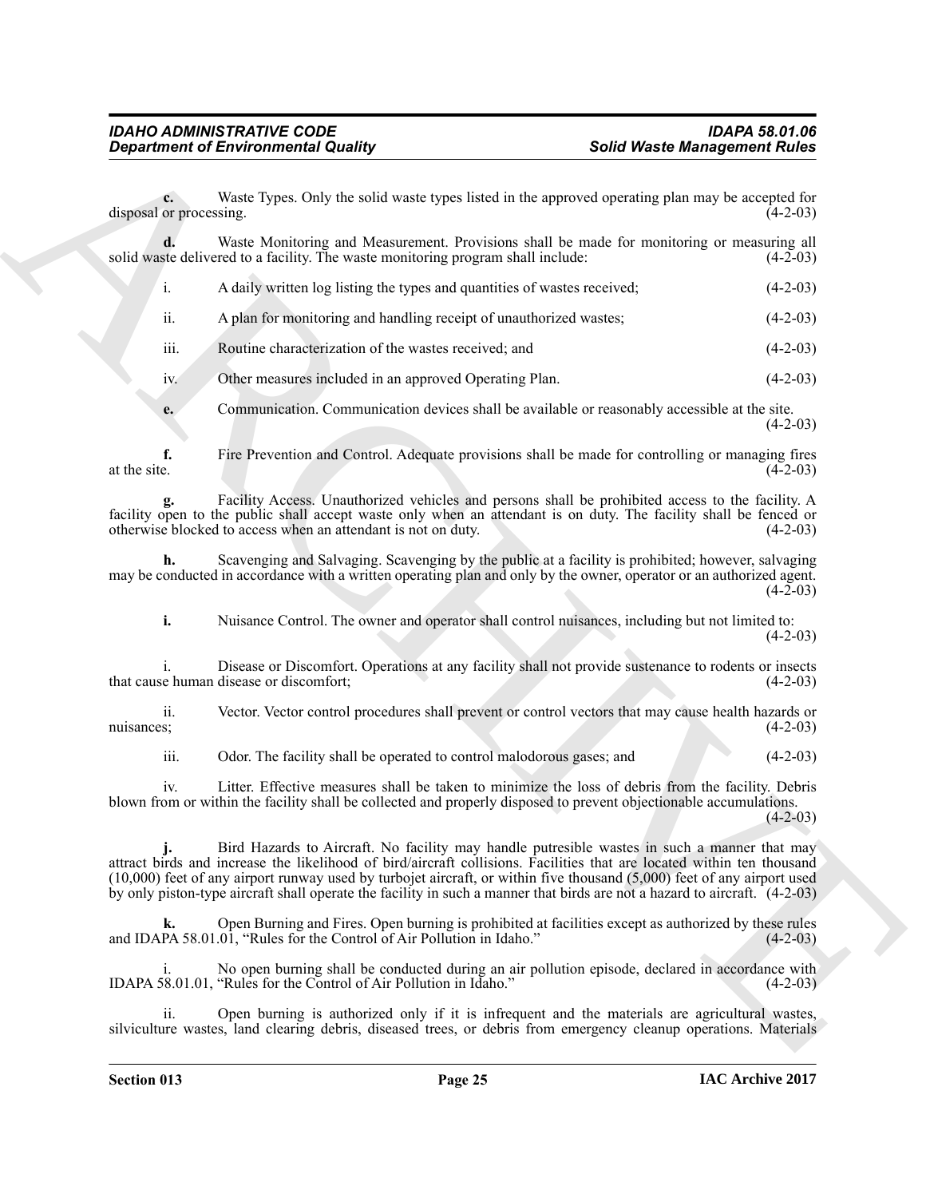**c.** Waste Types. Only the solid waste types listed in the approved operating plan may be accepted for disposal or processing. (4-2-03)

**d.** Waste Monitoring and Measurement. Provisions shall be made for monitoring or measuring all solid waste delivered to a facility. The waste monitoring program shall include: (4-2-03)

i. A daily written log listing the types and quantities of wastes received; (4-2-03)

ii. A plan for monitoring and handling receipt of unauthorized wastes; (4-2-03)

iii. Routine characterization of the wastes received; and (4-2-03)

iv. Other measures included in an approved Operating Plan. (4-2-03)

**e.** Communication. Communication devices shall be available or reasonably accessible at the site. (4-2-03)

**f.** Fire Prevention and Control. Adequate provisions shall be made for controlling or managing fires at the site. (4-2-03)

**g.** Facility Access. Unauthorized vehicles and persons shall be prohibited access to the facility. A facility open to the public shall accept waste only when an attendant is on duty. The facility shall be fenced or otherwise blocked to access when an attendant is not on duty. (4-2-03)

**h.** Scavenging and Salvaging. Scavenging by the public at a facility is prohibited; however, salvaging may be conducted in accordance with a written operating plan and only by the owner, operator or an authorized agent. (4-2-03)

**i.** Nuisance Control. The owner and operator shall control nuisances, including but not limited to: (4-2-03)

i. Disease or Discomfort. Operations at any facility shall not provide sustenance to rodents or insects that cause human disease or discomfort; (4-2-03)

ii. Vector. Vector control procedures shall prevent or control vectors that may cause health hazards or nuisances; (4-2-03)

iii. Odor. The facility shall be operated to control malodorous gases; and (4-2-03)

iv. Litter. Effective measures shall be taken to minimize the loss of debris from the facility. Debris blown from or within the facility shall be collected and properly disposed to prevent objectionable accumulations. (4-2-03)

**j.** Bird Hazards to Aircraft. No facility may handle putresible wastes in such a manner that may attract birds and increase the likelihood of bird/aircraft collisions. Facilities that are located within ten thousand (10,000) feet of any airport runway used by turbojet aircraft, or within five thousand (5,000) feet of any airport used by only piston-type aircraft shall operate the facility in such a manner that birds are not a hazard to aircraft. (4-2-03)

**k.** Open Burning and Fires. Open burning is prohibited at facilities except as authorized by these rules and IDAPA 58.01.01, "Rules for the Control of Air Pollution in Idaho." (4-2-03)

i. No open burning shall be conducted during an air pollution episode, declared in accordance with IDAPA 58.01.01, "Rules for the Control of Air Pollution in Idaho." (4-2-03)

ii. Open burning is authorized only if it is infrequent and the materials are agricultural wastes, silviculture wastes, land clearing debris, diseased trees, or debris from emergency cleanup operations. Materials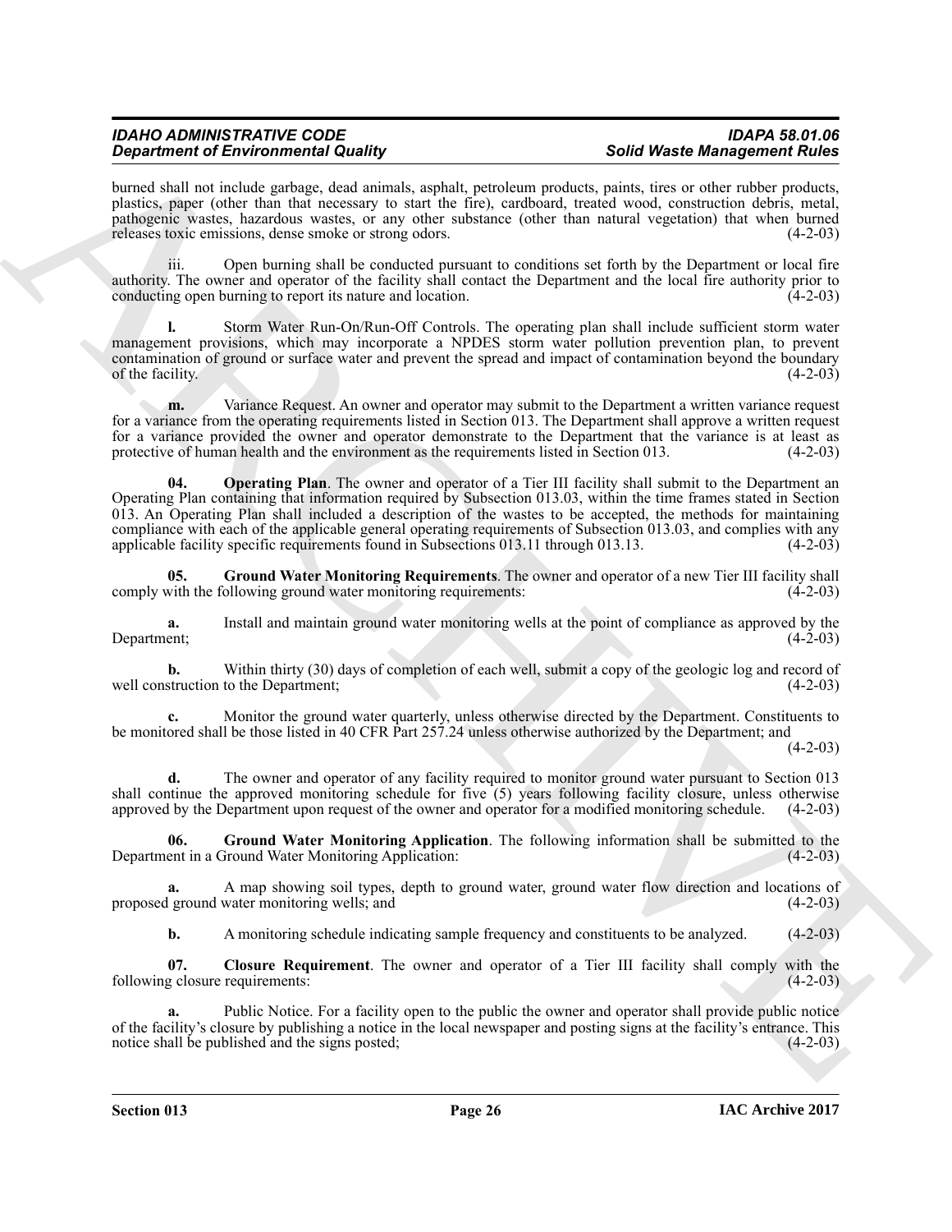burned shall not include garbage, dead animals, asphalt, petroleum products, paints, tires or other rubber products, plastics, paper (other than that necessary to start the fire), cardboard, treated wood, construction debris, metal, pathogenic wastes, hazardous wastes, or any other substance (other than natural vegetation) that when burned releases toxic emissions, dense smoke or strong odors. (4-2-03)

iii. Open burning shall be conducted pursuant to conditions set forth by the Department or local fire authority. The owner and operator of the facility shall contact the Department and the local fire authority prior to conducting open burning to report its nature and location. (4-2-03)

**l.** Storm Water Run-On/Run-Off Controls. The operating plan shall include sufficient storm water management provisions, which may incorporate a NPDES storm water pollution prevention plan, to prevent contamination of ground or surface water and prevent the spread and impact of contamination beyond the boundary of the facility. (4-2-03)

**m.** Variance Request. An owner and operator may submit to the Department a written variance request for a variance from the operating requirements listed in Section 013. The Department shall approve a written request for a variance provided the owner and operator demonstrate to the Department that the variance is at least as protective of human health and the environment as the requirements listed in Section 013. (4-2-03)

**04. Operating Plan**. The owner and operator of a Tier III facility shall submit to the Department an Operating Plan containing that information required by Subsection 013.03, within the time frames stated in Section 013. An Operating Plan shall included a description of the wastes to be accepted, the methods for maintaining compliance with each of the applicable general operating requirements of Subsection 013.03, and complies with any applicable facility specific requirements found in Subsections 013.11 through 013.13. (4-2-03)

**05. Ground Water Monitoring Requirements**. The owner and operator of a new Tier III facility shall comply with the following ground water monitoring requirements: (4-2-03)

**a.** Install and maintain ground water monitoring wells at the point of compliance as approved by the Department; (4-2-03)

**b.** Within thirty (30) days of completion of each well, submit a copy of the geologic log and record of well construction to the Department; (4-2-03)

**c.** Monitor the ground water quarterly, unless otherwise directed by the Department. Constituents to be monitored shall be those listed in 40 CFR Part 257.24 unless otherwise authorized by the Department; and (4-2-03)

**d.** The owner and operator of any facility required to monitor ground water pursuant to Section 013 shall continue the approved monitoring schedule for five (5) years following facility closure, unless otherwise approved by the Department upon request of the owner and operator for a modified monitoring schedule. (4-2-03)

**06. Ground Water Monitoring Application**. The following information shall be submitted to the Department in a Ground Water Monitoring Application: (4-2-03)

**a.** A map showing soil types, depth to ground water, ground water flow direction and locations of proposed ground water monitoring wells; and (4-2-03)

**b.** A monitoring schedule indicating sample frequency and constituents to be analyzed. (4-2-03)

**07. Closure Requirement**. The owner and operator of a Tier III facility shall comply with the following closure requirements: (4-2-03)

**a.** Public Notice. For a facility open to the public the owner and operator shall provide public notice of the facility's closure by publishing a notice in the local newspaper and posting signs at the facility's entrance. This notice shall be published and the signs posted; (4-2-03)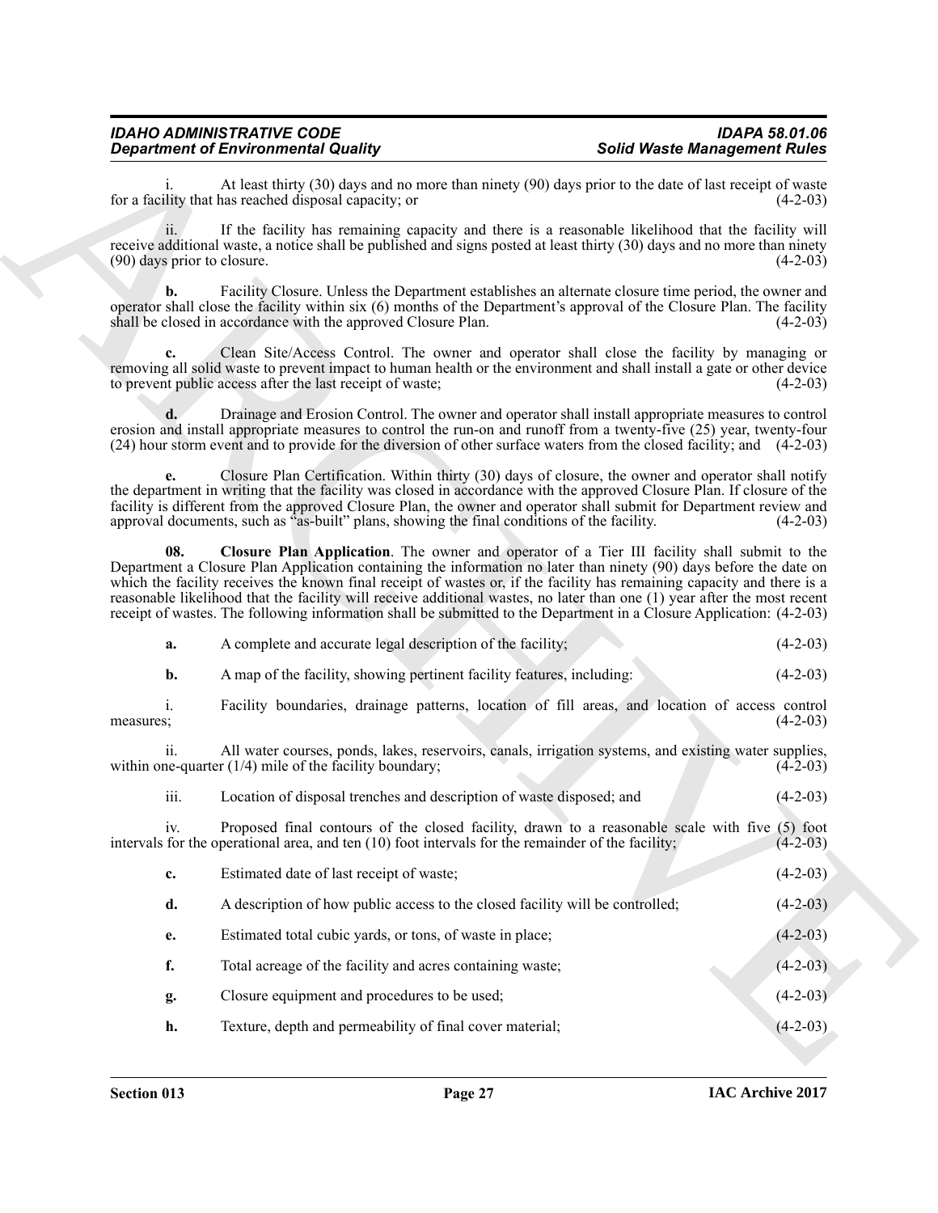i. At least thirty (30) days and no more than ninety (90) days prior to the date of last receipt of waste for a facility that has reached disposal capacity; or (4-2-03)

ii. If the facility has remaining capacity and there is a reasonable likelihood that the facility will receive additional waste, a notice shall be published and signs posted at least thirty (30) days and no more than ninety (90) days prior to closure. (4-2-03)

**b.** Facility Closure. Unless the Department establishes an alternate closure time period, the owner and operator shall close the facility within six (6) months of the Department's approval of the Closure Plan. The facility shall be closed in accordance with the approved Closure Plan. (4-2-03)

**c.** Clean Site/Access Control. The owner and operator shall close the facility by managing or removing all solid waste to prevent impact to human health or the environment and shall install a gate or other device to prevent public access after the last receipt of waste; (4-2-03)

**d.** Drainage and Erosion Control. The owner and operator shall install appropriate measures to control erosion and install appropriate measures to control the run-on and runoff from a twenty-five (25) year, twenty-four (24) hour storm event and to provide for the diversion of other surface waters from the closed facility; and (4-2-03)

**e.** Closure Plan Certification. Within thirty (30) days of closure, the owner and operator shall notify the department in writing that the facility was closed in accordance with the approved Closure Plan. If closure of the facility is different from the approved Closure Plan, the owner and operator shall submit for Department review and approval documents, such as "as-built" plans, showing the final conditions of the facility. (4-2-03)

**08. Closure Plan Application**. The owner and operator of a Tier III facility shall submit to the Department a Closure Plan Application containing the information no later than ninety (90) days before the date on which the facility receives the known final receipt of wastes or, if the facility has remaining capacity and there is a reasonable likelihood that the facility will receive additional wastes, no later than one (1) year after the most recent receipt of wastes. The following information shall be submitted to the Department in a Closure Application: (4-2-03)

**a.** A complete and accurate legal description of the facility; (4-2-03)

**b.** A map of the facility, showing pertinent facility features, including: (4-2-03)

i. Facility boundaries, drainage patterns, location of fill areas, and location of access control measures; (4-2-03)

ii. All water courses, ponds, lakes, reservoirs, canals, irrigation systems, and existing water supplies, within one-quarter (1/4) mile of the facility boundary; (4-2-03)

iii. Location of disposal trenches and description of waste disposed; and (4-2-03)

iv. Proposed final contours of the closed facility, drawn to a reasonable scale with five (5) foot intervals for the operational area, and ten (10) foot intervals for the remainder of the facility; (4-2-03)

**c.** Estimated date of last receipt of waste; (4-2-03)

**d.** A description of how public access to the closed facility will be controlled; (4-2-03)

**e.** Estimated total cubic yards, or tons, of waste in place; (4-2-03)

**f.** Total acreage of the facility and acres containing waste; (4-2-03)

**g.** Closure equipment and procedures to be used; (4-2-03)

**h.** Texture, depth and permeability of final cover material; (4-2-03)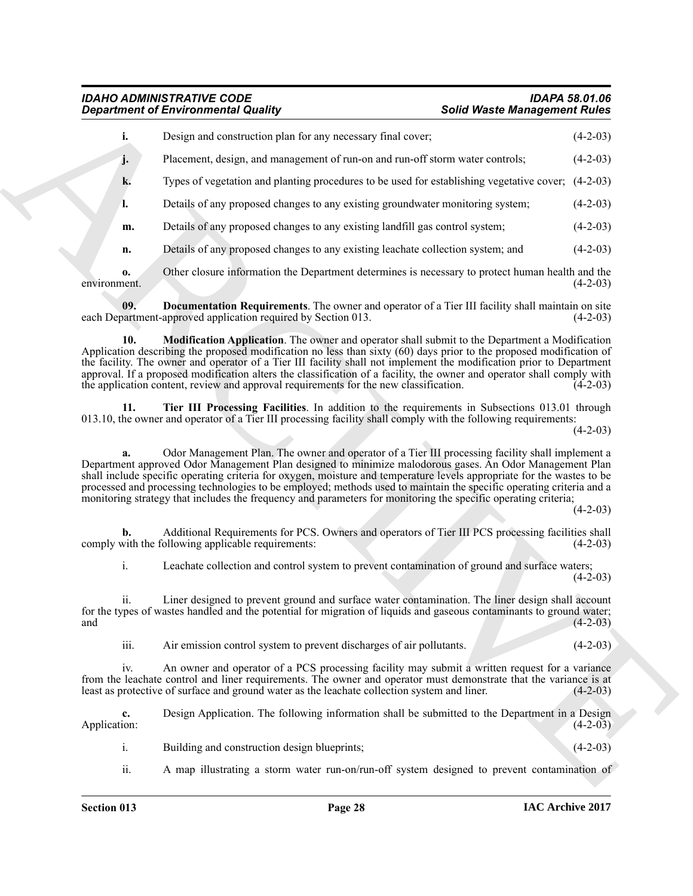**i.** Design and construction plan for any necessary final cover; (4-2-03)

**j.** Placement, design, and management of run-on and run-off storm water controls; (4-2-03)

**k.** Types of vegetation and planting procedures to be used for establishing vegetative cover; (4-2-03)

**l.** Details of any proposed changes to any existing groundwater monitoring system; (4-2-03)

**m.** Details of any proposed changes to any existing landfill gas control system; (4-2-03)

**n.** Details of any proposed changes to any existing leachate collection system; and (4-2-03)

**o.** Other closure information the Department determines is necessary to protect human health and the environment. (4-2-03)

**09. Documentation Requirements**. The owner and operator of a Tier III facility shall maintain on site each Department-approved application required by Section 013. (4-2-03)

**10. Modification Application**. The owner and operator shall submit to the Department a Modification Application describing the proposed modification no less than sixty (60) days prior to the proposed modification of the facility. The owner and operator of a Tier III facility shall not implement the modification prior to Department approval. If a proposed modification alters the classification of a facility, the owner and operator shall comply with the application content, review and approval requirements for the new classification. (4-2-03)

**11. Tier III Processing Facilities**. In addition to the requirements in Subsections 013.01 through 013.10, the owner and operator of a Tier III processing facility shall comply with the following requirements: (4-2-03)

**a.** Odor Management Plan. The owner and operator of a Tier III processing facility shall implement a Department approved Odor Management Plan designed to minimize malodorous gases. An Odor Management Plan shall include specific operating criteria for oxygen, moisture and temperature levels appropriate for the wastes to be processed and processing technologies to be employed; methods used to maintain the specific operating criteria and a monitoring strategy that includes the frequency and parameters for monitoring the specific operating criteria; (4-2-03)

**b.** Additional Requirements for PCS. Owners and operators of Tier III PCS processing facilities shall comply with the following applicable requirements: (4-2-03)

i. Leachate collection and control system to prevent contamination of ground and surface waters; (4-2-03)

ii. Liner designed to prevent ground and surface water contamination. The liner design shall account for the types of wastes handled and the potential for migration of liquids and gaseous contaminants to ground water; and (4-2-03)

iii. Air emission control system to prevent discharges of air pollutants. (4-2-03)

iv. An owner and operator of a PCS processing facility may submit a written request for a variance from the leachate control and liner requirements. The owner and operator must demonstrate that the variance is at least as protective of surface and ground water as the leachate collection system and liner. (4-2-03)

**c.** Design Application. The following information shall be submitted to the Department in a Design Application: (4-2-03)

i. Building and construction design blueprints; (4-2-03)

ii. A map illustrating a storm water run-on/run-off system designed to prevent contamination of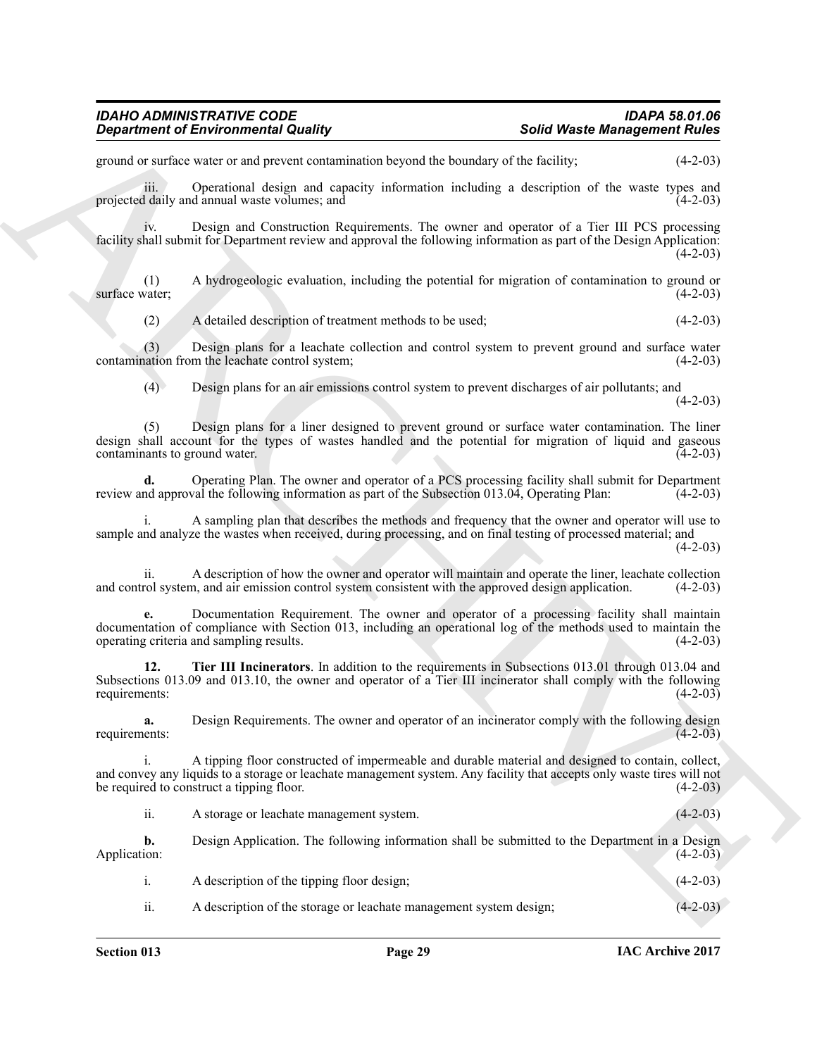ground or surface water or and prevent contamination beyond the boundary of the facility; (4-2-03)

iii. Operational design and capacity information including a description of the waste types and projected daily and annual waste volumes; and (4-2-03)

iv. Design and Construction Requirements. The owner and operator of a Tier III PCS processing facility shall submit for Department review and approval the following information as part of the Design Application: (4-2-03)

(1) A hydrogeologic evaluation, including the potential for migration of contamination to ground or surface water; (4-2-03)

(2) A detailed description of treatment methods to be used; (4-2-03)

(3) Design plans for a leachate collection and control system to prevent ground and surface water contamination from the leachate control system; (4-2-03)

(4) Design plans for an air emissions control system to prevent discharges of air pollutants; and (4-2-03)

(5) Design plans for a liner designed to prevent ground or surface water contamination. The liner design shall account for the types of wastes handled and the potential for migration of liquid and gaseous contaminants to ground water. (4-2-03)

**d.** Operating Plan. The owner and operator of a PCS processing facility shall submit for Department review and approval the following information as part of the Subsection 013.04, Operating Plan: (4-2-03)

i. A sampling plan that describes the methods and frequency that the owner and operator will use to sample and analyze the wastes when received, during processing, and on final testing of processed material; and (4-2-03)

ii. A description of how the owner and operator will maintain and operate the liner, leachate collection and control system, and air emission control system consistent with the approved design application. (4-2-03)

**e.** Documentation Requirement. The owner and operator of a processing facility shall maintain documentation of compliance with Section 013, including an operational log of the methods used to maintain the operating criteria and sampling results. (4-2-03)

**12. Tier III Incinerators**. In addition to the requirements in Subsections 013.01 through 013.04 and Subsections 013.09 and 013.10, the owner and operator of a Tier III incinerator shall comply with the following requirements: (4-2-03)

**a.** Design Requirements. The owner and operator of an incinerator comply with the following design requirements: (4-2-03)

i. A tipping floor constructed of impermeable and durable material and designed to contain, collect, and convey any liquids to a storage or leachate management system. Any facility that accepts only waste tires will not be required to construct a tipping floor. (4-2-03)

ii. A storage or leachate management system. (4-2-03)

**b.** Design Application. The following information shall be submitted to the Department in a Design Application: (4-2-03)

i. A description of the tipping floor design; (4-2-03)

ii. A description of the storage or leachate management system design; (4-2-03)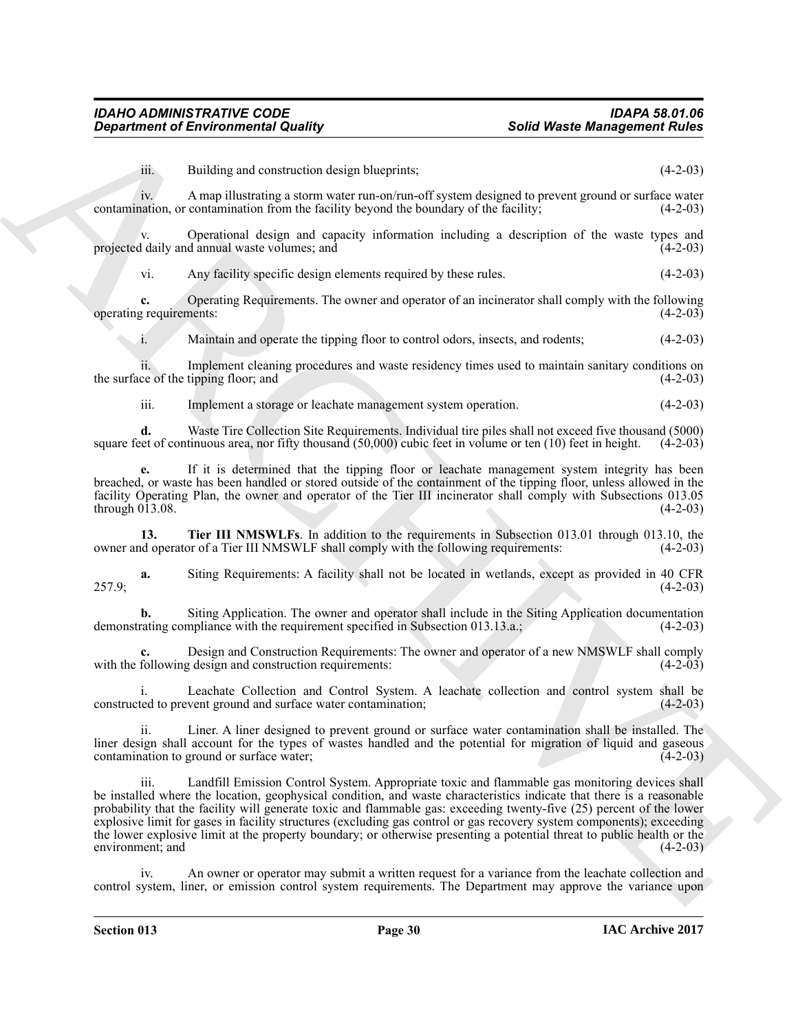iii. Building and construction design blueprints; (4-2-03)

iv. A map illustrating a storm water run-on/run-off system designed to prevent ground or surface water contamination, or contamination from the facility beyond the boundary of the facility; (4-2-03)

v. Operational design and capacity information including a description of the waste types and projected daily and annual waste volumes; and (4-2-03)

vi. Any facility specific design elements required by these rules. (4-2-03)

**c.** Operating Requirements. The owner and operator of an incinerator shall comply with the following operating requirements: (4-2-03)

i. Maintain and operate the tipping floor to control odors, insects, and rodents; (4-2-03)

ii. Implement cleaning procedures and waste residency times used to maintain sanitary conditions on the surface of the tipping floor; and (4-2-03)

iii. Implement a storage or leachate management system operation. (4-2-03)

**d.** Waste Tire Collection Site Requirements. Individual tire piles shall not exceed five thousand (5000) square feet of continuous area, nor fifty thousand (50,000) cubic feet in volume or ten (10) feet in height. (4-2-03)

**e.** If it is determined that the tipping floor or leachate management system integrity has been breached, or waste has been handled or stored outside of the containment of the tipping floor, unless allowed in the facility Operating Plan, the owner and operator of the Tier III incinerator shall comply with Subsections 013.05 through 013.08. (4-2-03)

**13. Tier III NMSWLFs**. In addition to the requirements in Subsection 013.01 through 013.10, the owner and operator of a Tier III NMSWLF shall comply with the following requirements: (4-2-03)

**a.** Siting Requirements: A facility shall not be located in wetlands, except as provided in 40 CFR 257.9; (4-2-03)

**b.** Siting Application. The owner and operator shall include in the Siting Application documentation demonstrating compliance with the requirement specified in Subsection 013.13.a.; (4-2-03)

**c.** Design and Construction Requirements: The owner and operator of a new NMSWLF shall comply with the following design and construction requirements: (4-2-03)

i. Leachate Collection and Control System. A leachate collection and control system shall be constructed to prevent ground and surface water contamination; (4-2-03)

ii. Liner. A liner designed to prevent ground or surface water contamination shall be installed. The liner design shall account for the types of wastes handled and the potential for migration of liquid and gaseous contamination to ground or surface water; (4-2-03)

iii. Landfill Emission Control System. Appropriate toxic and flammable gas monitoring devices shall be installed where the location, geophysical condition, and waste characteristics indicate that there is a reasonable probability that the facility will generate toxic and flammable gas: exceeding twenty-five (25) percent of the lower explosive limit for gases in facility structures (excluding gas control or gas recovery system components); exceeding the lower explosive limit at the property boundary; or otherwise presenting a potential threat to public health or the environment; and (4-2-03)

iv. An owner or operator may submit a written request for a variance from the leachate collection and control system, liner, or emission control system requirements. The Department may approve the variance upon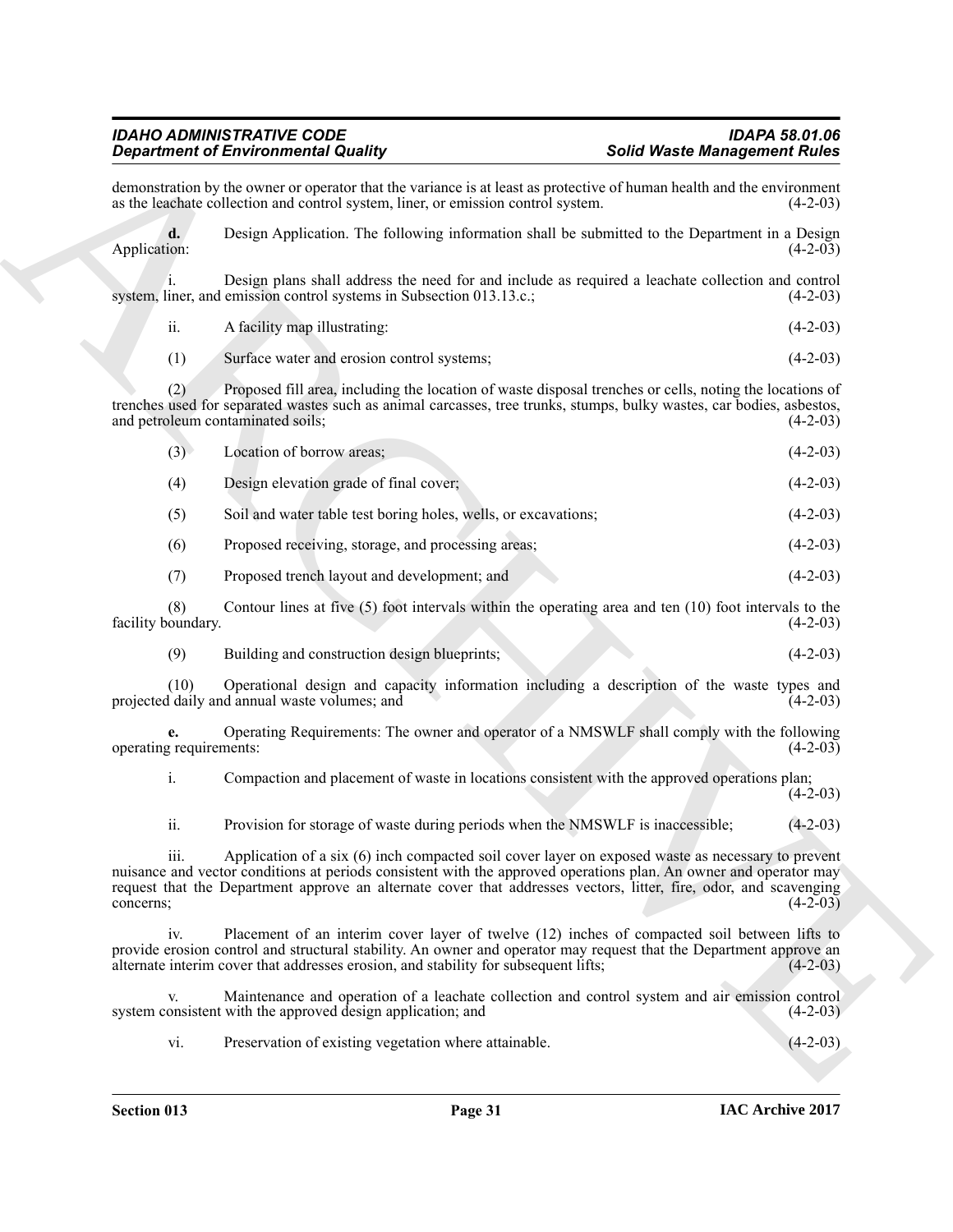demonstration by the owner or operator that the variance is at least as protective of human health and the environment as the leachate collection and control system, liner, or emission control system. (4-2-03)

**d.** Design Application. The following information shall be submitted to the Department in a Design Application: (4-2-03)

i. Design plans shall address the need for and include as required a leachate collection and control system, liner, and emission control systems in Subsection 013.13.c.; (4-2-03)

ii. A facility map illustrating: (4-2-03)

(1) Surface water and erosion control systems; (4-2-03)

(2) Proposed fill area, including the location of waste disposal trenches or cells, noting the locations of trenches used for separated wastes such as animal carcasses, tree trunks, stumps, bulky wastes, car bodies, asbestos, and petroleum contaminated soils; (4-2-03)

(3) Location of borrow areas; (4-2-03)

(4) Design elevation grade of final cover; (4-2-03)

(5) Soil and water table test boring holes, wells, or excavations; (4-2-03)

(6) Proposed receiving, storage, and processing areas; (4-2-03)

(7) Proposed trench layout and development; and (4-2-03)

(8) Contour lines at five (5) foot intervals within the operating area and ten (10) foot intervals to the facility boundary. (4-2-03)

(9) Building and construction design blueprints; (4-2-03)

(10) Operational design and capacity information including a description of the waste types and projected daily and annual waste volumes; and (4-2-03)

**e.** Operating Requirements: The owner and operator of a NMSWLF shall comply with the following operating requirements: (4-2-03)

i. Compaction and placement of waste in locations consistent with the approved operations plan; (4-2-03)

ii. Provision for storage of waste during periods when the NMSWLF is inaccessible; (4-2-03)

iii. Application of a six (6) inch compacted soil cover layer on exposed waste as necessary to prevent nuisance and vector conditions at periods consistent with the approved operations plan. An owner and operator may request that the Department approve an alternate cover that addresses vectors, litter, fire, odor, and scavenging concerns; (4-2-03)

iv. Placement of an interim cover layer of twelve (12) inches of compacted soil between lifts to provide erosion control and structural stability. An owner and operator may request that the Department approve an alternate interim cover that addresses erosion, and stability for subsequent lifts; (4-2-03)

v. Maintenance and operation of a leachate collection and control system and air emission control system consistent with the approved design application; and (4-2-03)

vi. Preservation of existing vegetation where attainable. (4-2-03)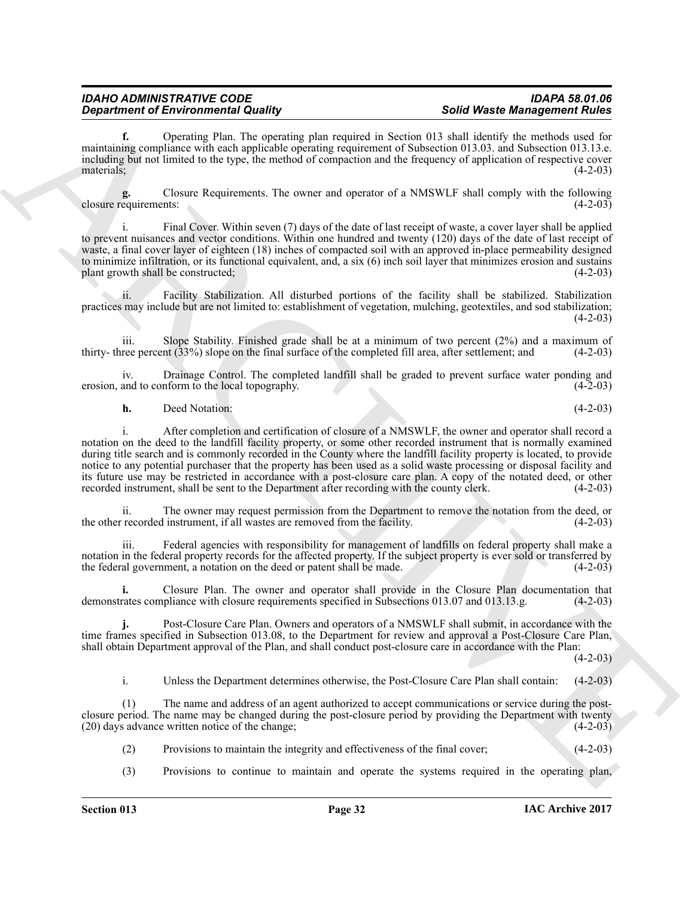**f.** Operating Plan. The operating plan required in Section 013 shall identify the methods used for maintaining compliance with each applicable operating requirement of Subsection 013.03. and Subsection 013.13.e. including but not limited to the type, the method of compaction and the frequency of application of respective cover materials; (4-2-03)

**g.** Closure Requirements. The owner and operator of a NMSWLF shall comply with the following closure requirements: (4-2-03)

i. Final Cover. Within seven (7) days of the date of last receipt of waste, a cover layer shall be applied to prevent nuisances and vector conditions. Within one hundred and twenty (120) days of the date of last receipt of waste, a final cover layer of eighteen (18) inches of compacted soil with an approved in-place permeability designed to minimize infiltration, or its functional equivalent, and, a six (6) inch soil layer that minimizes erosion and sustains plant growth shall be constructed; (4-2-03)

ii. Facility Stabilization. All disturbed portions of the facility shall be stabilized. Stabilization practices may include but are not limited to: establishment of vegetation, mulching, geotextiles, and sod stabilization; (4-2-03)

iii. Slope Stability. Finished grade shall be at a minimum of two percent (2%) and a maximum of thirty- three percent (33%) slope on the final surface of the completed fill area, after settlement; and (4-2-03)

iv. Drainage Control. The completed landfill shall be graded to prevent surface water ponding and erosion, and to conform to the local topography. (4-2-03)

**h.** Deed Notation: (4-2-03)

i. After completion and certification of closure of a NMSWLF, the owner and operator shall record a notation on the deed to the landfill facility property, or some other recorded instrument that is normally examined during title search and is commonly recorded in the County where the landfill facility property is located, to provide notice to any potential purchaser that the property has been used as a solid waste processing or disposal facility and its future use may be restricted in accordance with a post-closure care plan. A copy of the notated deed, or other recorded instrument, shall be sent to the Department after recording with the county clerk. (4-2-03)

ii. The owner may request permission from the Department to remove the notation from the deed, or the other recorded instrument, if all wastes are removed from the facility. (4-2-03)

iii. Federal agencies with responsibility for management of landfills on federal property shall make a notation in the federal property records for the affected property. If the subject property is ever sold or transferred by the federal government, a notation on the deed or patent shall be made. (4-2-03)

**i.** Closure Plan. The owner and operator shall provide in the Closure Plan documentation that demonstrates compliance with closure requirements specified in Subsections 013.07 and 013.13.g. (4-2-03)

**j.** Post-Closure Care Plan. Owners and operators of a NMSWLF shall submit, in accordance with the time frames specified in Subsection 013.08, to the Department for review and approval a Post-Closure Care Plan, shall obtain Department approval of the Plan, and shall conduct post-closure care in accordance with the Plan: (4-2-03)

i. Unless the Department determines otherwise, the Post-Closure Care Plan shall contain: (4-2-03)

(1) The name and address of an agent authorized to accept communications or service during the post-closure period. The name may be changed during the post-closure period by providing the Department with twenty (20) days advance written notice of the change; (4-2-03)

(2) Provisions to maintain the integrity and effectiveness of the final cover; (4-2-03)

(3) Provisions to continue to maintain and operate the systems required in the operating plan,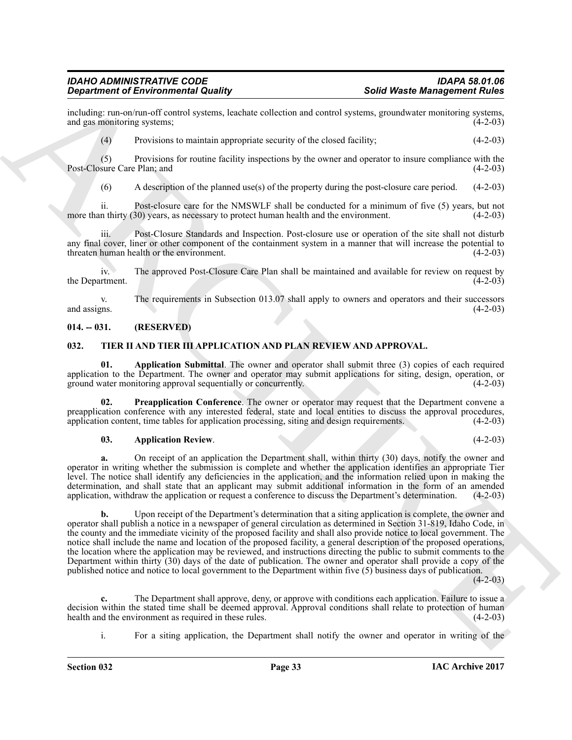including: run-on/run-off control systems, leachate collection and control systems, groundwater monitoring systems, and gas monitoring systems; (4-2-03)

(4) Provisions to maintain appropriate security of the closed facility; (4-2-03)

(5) Provisions for routine facility inspections by the owner and operator to insure compliance with the Post-Closure Care Plan; and (4-2-03)

(6) A description of the planned use(s) of the property during the post-closure care period. (4-2-03)

ii. Post-closure care for the NMSWLF shall be conducted for a minimum of five (5) years, but not more than thirty (30) years, as necessary to protect human health and the environment. (4-2-03)

iii. Post-Closure Standards and Inspection. Post-closure use or operation of the site shall not disturb any final cover, liner or other component of the containment system in a manner that will increase the potential to threaten human health or the environment. (4-2-03)

iv. The approved Post-Closure Care Plan shall be maintained and available for review on request by the Department. (4-2-03)

v. The requirements in Subsection 013.07 shall apply to owners and operators and their successors and assigns. (4-2-03)

## 014. -- 031. (RESERVED)

## 032. TIER II AND TIER III APPLICATION AND PLAN REVIEW AND APPROVAL.

**01. Application Submittal**. The owner and operator shall submit three (3) copies of each required application to the Department. The owner and operator may submit applications for siting, design, operation, or ground water monitoring approval sequentially or concurrently. (4-2-03)

**02. Preapplication Conference**. The owner or operator may request that the Department convene a preapplication conference with any interested federal, state and local entities to discuss the approval procedures, application content, time tables for application processing, siting and design requirements. (4-2-03)

**03. Application Review**. (4-2-03)

**a.** On receipt of an application the Department shall, within thirty (30) days, notify the owner and operator in writing whether the submission is complete and whether the application identifies an appropriate Tier level. The notice shall identify any deficiencies in the application, and the information relied upon in making the determination, and shall state that an applicant may submit additional information in the form of an amended application, withdraw the application or request a conference to discuss the Department's determination. (4-2-03)

**b.** Upon receipt of the Department's determination that a siting application is complete, the owner and operator shall publish a notice in a newspaper of general circulation as determined in Section 31-819, Idaho Code, in the county and the immediate vicinity of the proposed facility and shall also provide notice to local government. The notice shall include the name and location of the proposed facility, a general description of the proposed operations, the location where the application may be reviewed, and instructions directing the public to submit comments to the Department within thirty (30) days of the date of publication. The owner and operator shall provide a copy of the published notice and notice to local government to the Department within five (5) business days of publication. (4-2-03)

**c.** The Department shall approve, deny, or approve with conditions each application. Failure to issue a decision within the stated time shall be deemed approval. Approval conditions shall relate to protection of human health and the environment as required in these rules. (4-2-03)

i. For a siting application, the Department shall notify the owner and operator in writing of the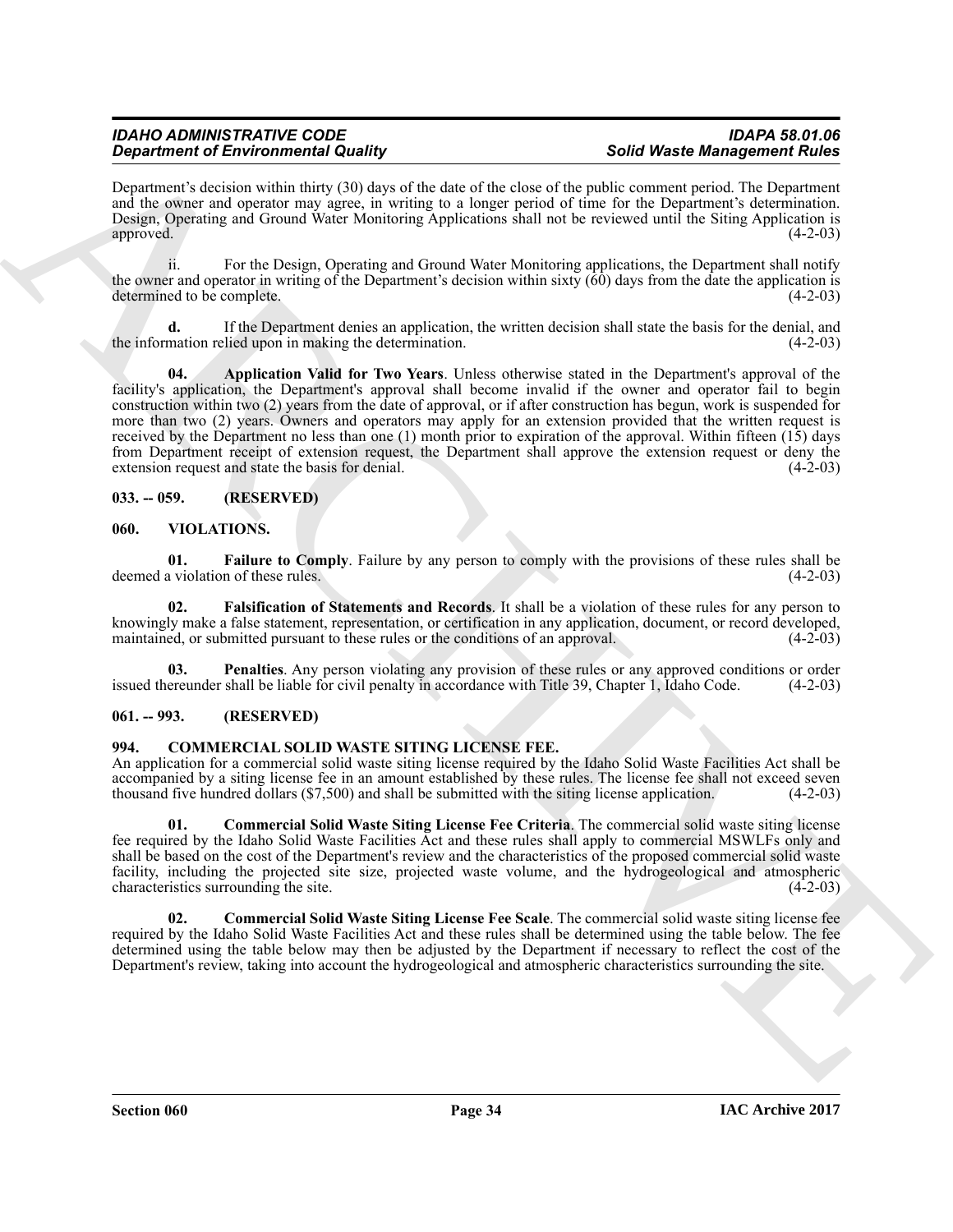Department's decision within thirty (30) days of the date of the close of the public comment period. The Department and the owner and operator may agree, in writing to a longer period of time for the Department's determination. Design, Operating and Ground Water Monitoring Applications shall not be reviewed until the Siting Application is approved. (4-2-03)

ii. For the Design, Operating and Ground Water Monitoring applications, the Department shall notify the owner and operator in writing of the Department's decision within sixty (60) days from the date the application is determined to be complete. (4-2-03)

**d.** If the Department denies an application, the written decision shall state the basis for the denial, and the information relied upon in making the determination. (4-2-03)

**04. Application Valid for Two Years**. Unless otherwise stated in the Department's approval of the facility's application, the Department's approval shall become invalid if the owner and operator fail to begin construction within two (2) years from the date of approval, or if after construction has begun, work is suspended for more than two (2) years. Owners and operators may apply for an extension provided that the written request is received by the Department no less than one (1) month prior to expiration of the approval. Within fifteen (15) days from Department receipt of extension request, the Department shall approve the extension request or deny the extension request and state the basis for denial. (4-2-03)

## 033. -- 059. (RESERVED)

## 060. VIOLATIONS.

**01. Failure to Comply**. Failure by any person to comply with the provisions of these rules shall be deemed a violation of these rules. (4-2-03)

**02. Falsification of Statements and Records**. It shall be a violation of these rules for any person to knowingly make a false statement, representation, or certification in any application, document, or record developed, maintained, or submitted pursuant to these rules or the conditions of an approval. (4-2-03)

**03. Penalties**. Any person violating any provision of these rules or any approved conditions or order issued thereunder shall be liable for civil penalty in accordance with Title 39, Chapter 1, Idaho Code. (4-2-03)

## 061. -- 993. (RESERVED)

## 994. COMMERCIAL SOLID WASTE SITING LICENSE FEE.

An application for a commercial solid waste siting license required by the Idaho Solid Waste Facilities Act shall be accompanied by a siting license fee in an amount established by these rules. The license fee shall not exceed seven thousand five hundred dollars ($7,500) and shall be submitted with the siting license application. (4-2-03)

**01. Commercial Solid Waste Siting License Fee Criteria**. The commercial solid waste siting license fee required by the Idaho Solid Waste Facilities Act and these rules shall apply to commercial MSWLFs only and shall be based on the cost of the Department's review and the characteristics of the proposed commercial solid waste facility, including the projected site size, projected waste volume, and the hydrogeological and atmospheric characteristics surrounding the site. (4-2-03)

**02. Commercial Solid Waste Siting License Fee Scale**. The commercial solid waste siting license fee required by the Idaho Solid Waste Facilities Act and these rules shall be determined using the table below. The fee determined using the table below may then be adjusted by the Department if necessary to reflect the cost of the Department's review, taking into account the hydrogeological and atmospheric characteristics surrounding the site.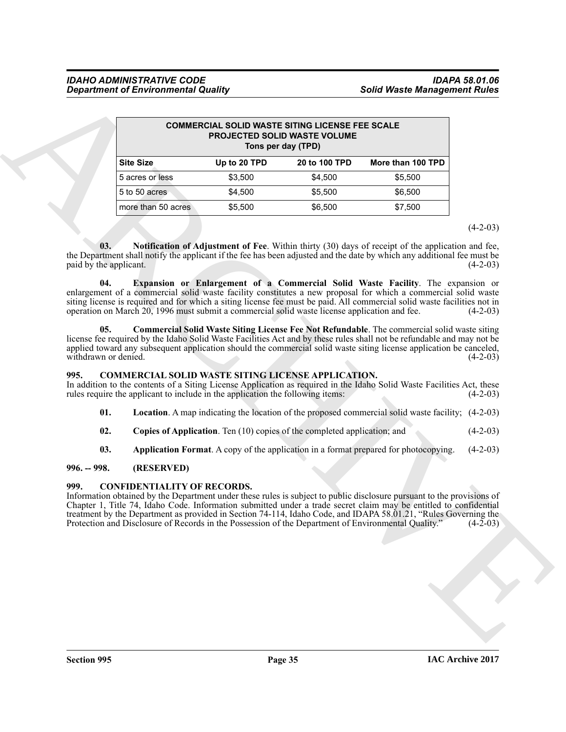| COMMERCIAL SOLID WASTE SITING LICENSE FEE SCALE PROJECTED SOLID WASTE VOLUME Tons per day (TPD) | | | |
|---|---|---|---|
| **Site Size** | **Up to 20 TPD** | **20 to 100 TPD** | **More than 100 TPD** |
| 5 acres or less | $3,500 | $4,500 | $5,500 |
| 5 to 50 acres | $4,500 | $5,500 | $6,500 |
| more than 50 acres | $5,500 | $6,500 | $7,500 |

(4-2-03)

**03. Notification of Adjustment of Fee**. Within thirty (30) days of receipt of the application and fee, the Department shall notify the applicant if the fee has been adjusted and the date by which any additional fee must be paid by the applicant. (4-2-03)

**04. Expansion or Enlargement of a Commercial Solid Waste Facility**. The expansion or enlargement of a commercial solid waste facility constitutes a new proposal for which a commercial solid waste siting license is required and for which a siting license fee must be paid. All commercial solid waste facilities not in operation on March 20, 1996 must submit a commercial solid waste license application and fee. (4-2-03)

**05. Commercial Solid Waste Siting License Fee Not Refundable**. The commercial solid waste siting license fee required by the Idaho Solid Waste Facilities Act and by these rules shall not be refundable and may not be applied toward any subsequent application should the commercial solid waste siting license application be canceled, withdrawn or denied. (4-2-03)

### 995. COMMERCIAL SOLID WASTE SITING LICENSE APPLICATION.

In addition to the contents of a Siting License Application as required in the Idaho Solid Waste Facilities Act, these rules require the applicant to include in the application the following items: (4-2-03)

**01. Location**. A map indicating the location of the proposed commercial solid waste facility; (4-2-03)

**02. Copies of Application**. Ten (10) copies of the completed application; and (4-2-03)

**03. Application Format**. A copy of the application in a format prepared for photocopying. (4-2-03)

### 996. -- 998. (RESERVED)

### 999. CONFIDENTIALITY OF RECORDS.

Information obtained by the Department under these rules is subject to public disclosure pursuant to the provisions of Chapter 1, Title 74, Idaho Code. Information submitted under a trade secret claim may be entitled to confidential treatment by the Department as provided in Section 74-114, Idaho Code, and IDAPA 58.01.21, "Rules Governing the Protection and Disclosure of Records in the Possession of the Department of Environmental Quality." (4-2-03)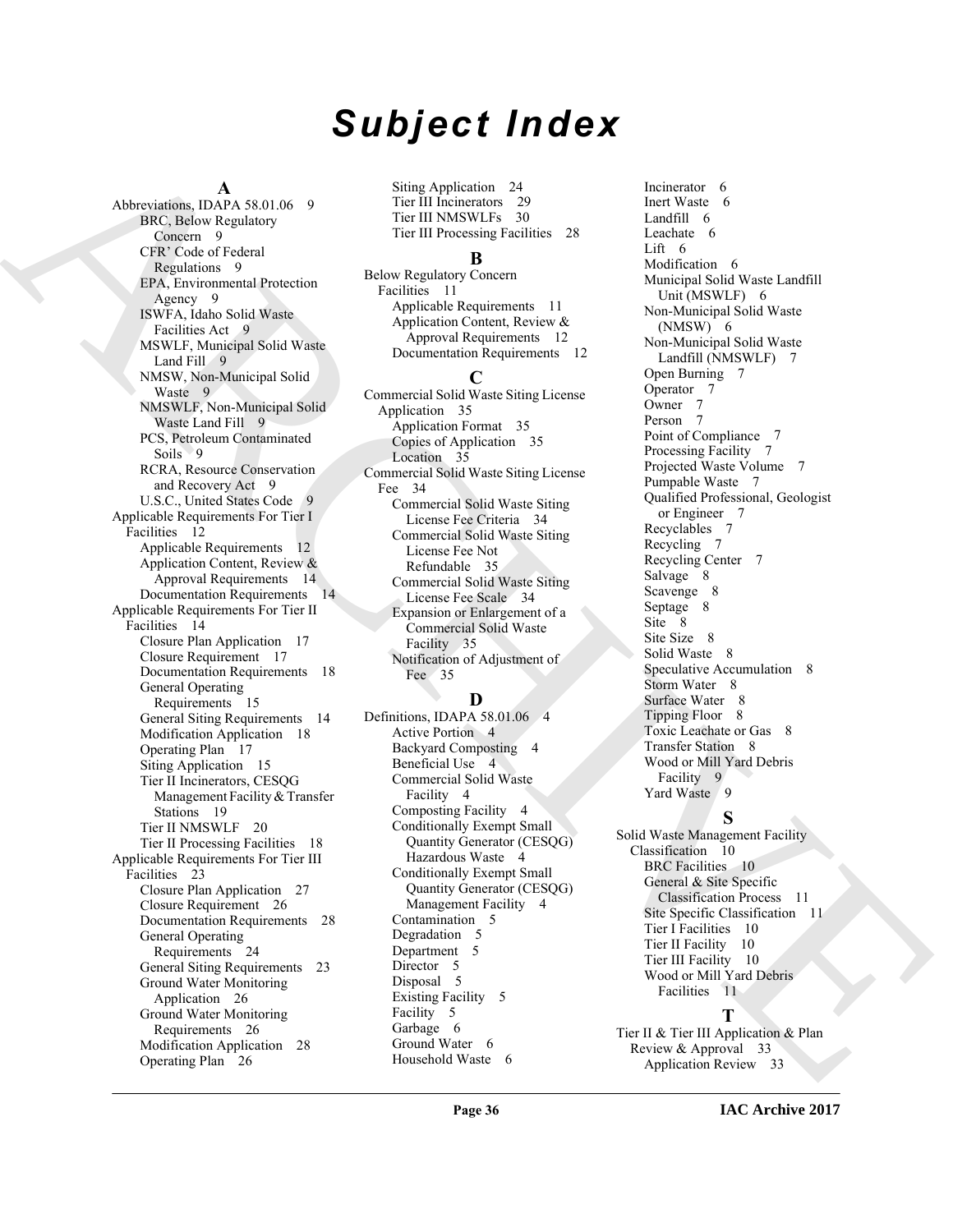# Subject Index

**A**

Abbreviations, IDAPA 58.01.06 9
- BRC, Below Regulatory Concern 9
- CFR' Code of Federal Regulations 9
- EPA, Environmental Protection Agency 9
- ISWFA, Idaho Solid Waste Facilities Act 9
- MSWLF, Municipal Solid Waste Land Fill 9
- NMSW, Non-Municipal Solid Waste 9
- NMSWLF, Non-Municipal Solid Waste Land Fill 9
- PCS, Petroleum Contaminated Soils 9
- RCRA, Resource Conservation and Recovery Act 9
- U.S.C., United States Code 9

Applicable Requirements For Tier I Facilities 12
- Applicable Requirements 12
- Application Content, Review & Approval Requirements 14
- Documentation Requirements 14

Applicable Requirements For Tier II Facilities 14
- Closure Plan Application 17
- Closure Requirement 17
- Documentation Requirements 18
- General Operating Requirements 15
- General Siting Requirements 14
- Modification Application 18
- Operating Plan 17
- Siting Application 15
- Tier II Incinerators, CESQG Management Facility & Transfer Stations 19
- Tier II NMSWLF 20
- Tier II Processing Facilities 18

Applicable Requirements For Tier III Facilities 23
- Closure Plan Application 27
- Closure Requirement 26
- Documentation Requirements 28
- General Operating Requirements 24
- General Siting Requirements 23
- Ground Water Monitoring Application 26
- Ground Water Monitoring Requirements 26
- Modification Application 28
- Operating Plan 26
- Siting Application 24
- Tier III Incinerators 29
- Tier III NMSWLFs 30
- Tier III Processing Facilities 28

**B**

Below Regulatory Concern Facilities 11
- Applicable Requirements 11
- Application Content, Review & Approval Requirements 12
- Documentation Requirements 12

**C**

Commercial Solid Waste Siting License Application 35
- Application Format 35
- Copies of Application 35
- Location 35

Commercial Solid Waste Siting License Fee 34
- Commercial Solid Waste Siting License Fee Criteria 34
- Commercial Solid Waste Siting License Fee Not Refundable 35
- Commercial Solid Waste Siting License Fee Scale 34
- Expansion or Enlargement of a Commercial Solid Waste Facility 35
- Notification of Adjustment of Fee 35

**D**

Definitions, IDAPA 58.01.06 4
- Active Portion 4
- Backyard Composting 4
- Beneficial Use 4
- Commercial Solid Waste Facility 4
- Composting Facility 4
- Conditionally Exempt Small Quantity Generator (CESQG) Hazardous Waste 4
- Conditionally Exempt Small Quantity Generator (CESQG) Management Facility 4
- Contamination 5
- Degradation 5
- Department 5
- Director 5
- Disposal 5
- Existing Facility 5
- Facility 5
- Garbage 6
- Ground Water 6
- Household Waste 6
- Incinerator 6
- Inert Waste 6
- Landfill 6
- Leachate 6
- Lift 6
- Modification 6
- Municipal Solid Waste Landfill Unit (MSWLF) 6
- Non-Municipal Solid Waste (NMSW) 6
- Non-Municipal Solid Waste Landfill (NMSWLF) 7
- Open Burning 7
- Operator 7
- Owner 7
- Person 7
- Point of Compliance 7
- Processing Facility 7
- Projected Waste Volume 7
- Pumpable Waste 7
- Qualified Professional, Geologist or Engineer 7
- Recyclables 7
- Recycling 7
- Recycling Center 7
- Salvage 8
- Scavenge 8
- Septage 8
- Site 8
- Site Size 8
- Solid Waste 8
- Speculative Accumulation 8
- Storm Water 8
- Surface Water 8
- Tipping Floor 8
- Toxic Leachate or Gas 8
- Transfer Station 8
- Wood or Mill Yard Debris Facility 9
- Yard Waste 9

**S**

Solid Waste Management Facility Classification 10
- BRC Facilities 10
- General & Site Specific Classification Process 11
- Site Specific Classification 11
- Tier I Facilities 10
- Tier II Facility 10
- Tier III Facility 10
- Wood or Mill Yard Debris Facilities 11

**T**

Tier II & Tier III Application & Plan Review & Approval 33
- Application Review 33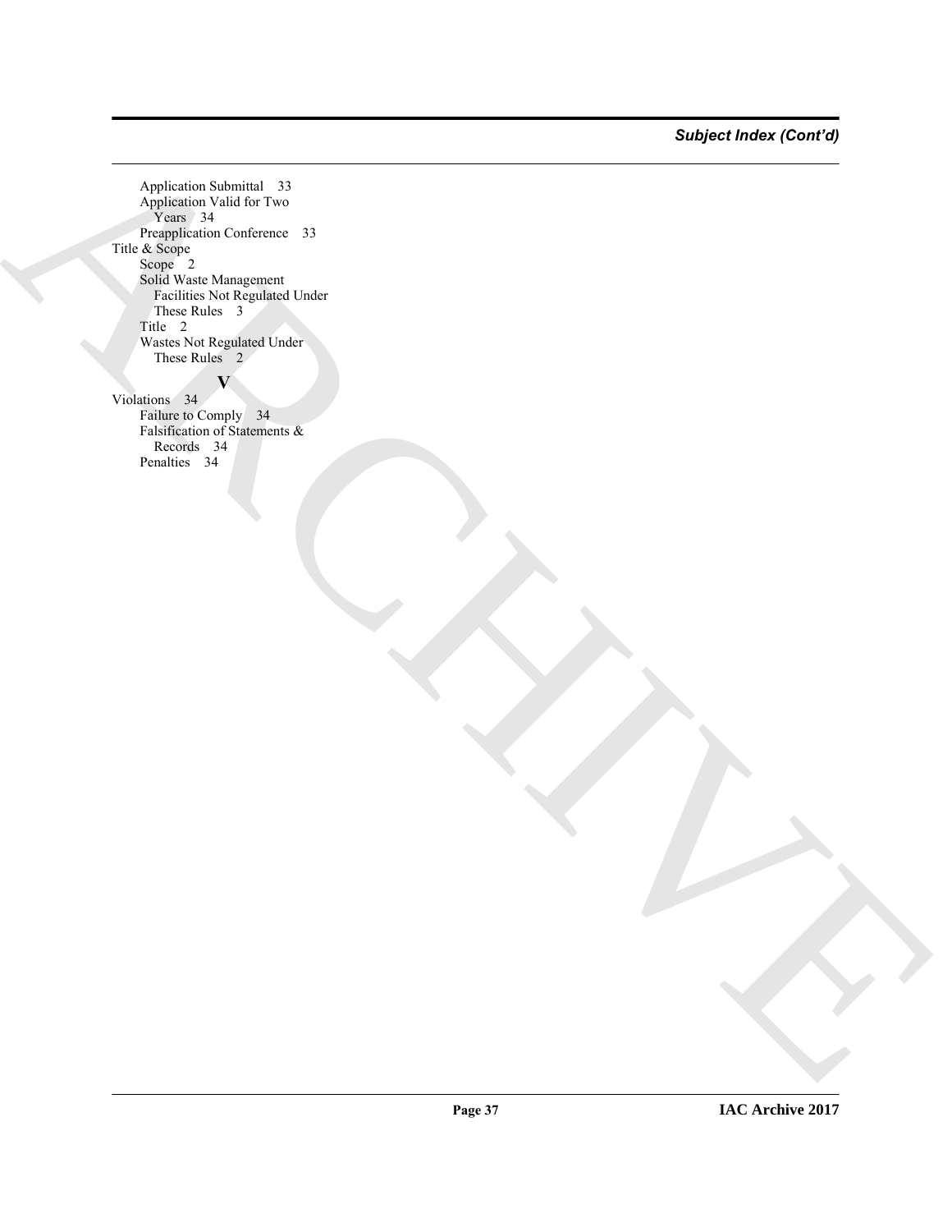Application Submittal 33
Application Valid for Two Years 34
Preapplication Conference 33

Title & Scope
Scope 2
Solid Waste Management Facilities Not Regulated Under These Rules 3
Title 2
Wastes Not Regulated Under These Rules 2

**V**

Violations 34
Failure to Comply 34
Falsification of Statements & Records 34
Penalties 34